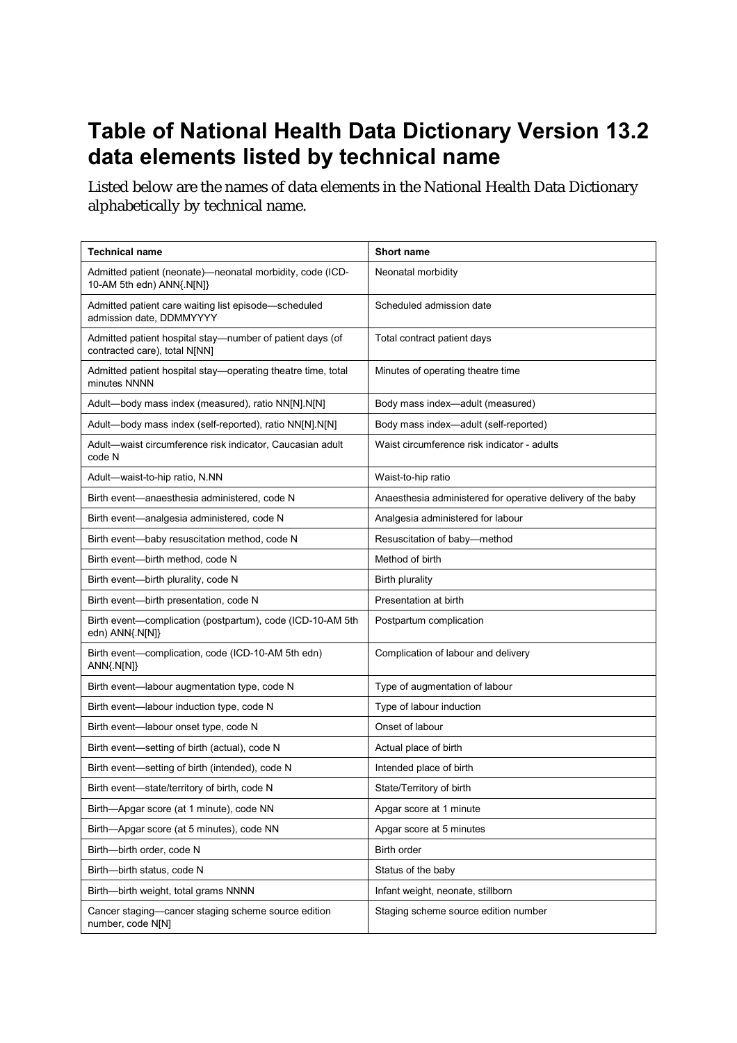# Table of National Health Data Dictionary Version 13.2 data elements listed by technical name

Listed below are the names of data elements in the National Health Data Dictionary alphabetically by technical name.

| Technical name | Short name |
|---|---|
| Admitted patient (neonate)—neonatal morbidity, code (ICD-10-AM 5th edn) ANN{.N[N]} | Neonatal morbidity |
| Admitted patient care waiting list episode—scheduled admission date, DDMMYYYY | Scheduled admission date |
| Admitted patient hospital stay—number of patient days (of contracted care), total N[NN] | Total contract patient days |
| Admitted patient hospital stay—operating theatre time, total minutes NNNN | Minutes of operating theatre time |
| Adult—body mass index (measured), ratio NN[N].N[N] | Body mass index—adult (measured) |
| Adult—body mass index (self-reported), ratio NN[N].N[N] | Body mass index—adult (self-reported) |
| Adult—waist circumference risk indicator, Caucasian adult code N | Waist circumference risk indicator - adults |
| Adult—waist-to-hip ratio, N.NN | Waist-to-hip ratio |
| Birth event—anaesthesia administered, code N | Anaesthesia administered for operative delivery of the baby |
| Birth event—analgesia administered, code N | Analgesia administered for labour |
| Birth event—baby resuscitation method, code N | Resuscitation of baby—method |
| Birth event—birth method, code N | Method of birth |
| Birth event—birth plurality, code N | Birth plurality |
| Birth event—birth presentation, code N | Presentation at birth |
| Birth event—complication (postpartum), code (ICD-10-AM 5th edn) ANN{.N[N]} | Postpartum complication |
| Birth event—complication, code (ICD-10-AM 5th edn) ANN{.N[N]} | Complication of labour and delivery |
| Birth event—labour augmentation type, code N | Type of augmentation of labour |
| Birth event—labour induction type, code N | Type of labour induction |
| Birth event—labour onset type, code N | Onset of labour |
| Birth event—setting of birth (actual), code N | Actual place of birth |
| Birth event—setting of birth (intended), code N | Intended place of birth |
| Birth event—state/territory of birth, code N | State/Territory of birth |
| Birth—Apgar score (at 1 minute), code NN | Apgar score at 1 minute |
| Birth—Apgar score (at 5 minutes), code NN | Apgar score at 5 minutes |
| Birth—birth order, code N | Birth order |
| Birth—birth status, code N | Status of the baby |
| Birth—birth weight, total grams NNNN | Infant weight, neonate, stillborn |
| Cancer staging—cancer staging scheme source edition number, code N[N] | Staging scheme source edition number |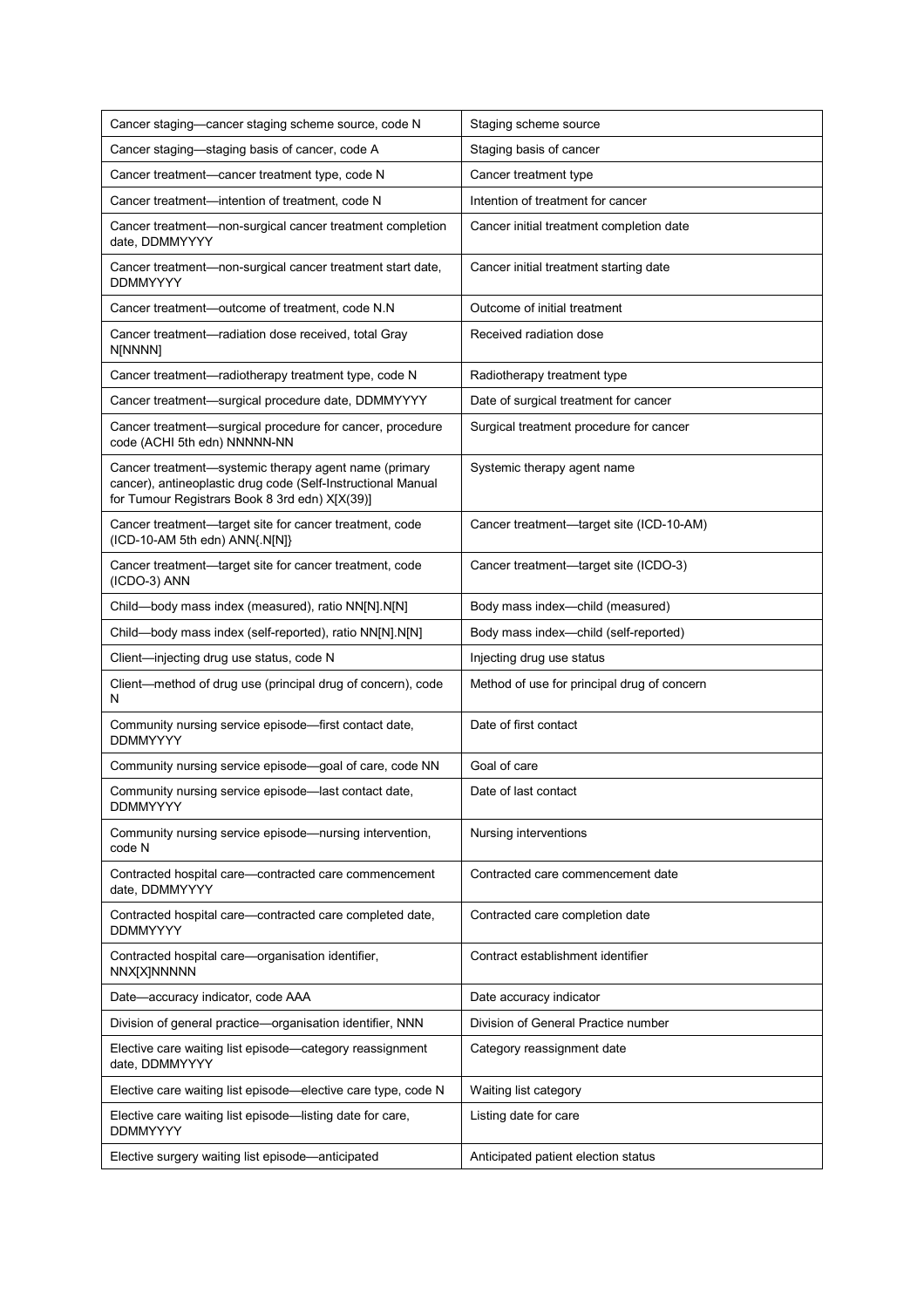| Cancer staging—cancer staging scheme source, code N | Staging scheme source |
|---|---|
| Cancer staging—staging basis of cancer, code A | Staging basis of cancer |
| Cancer treatment—cancer treatment type, code N | Cancer treatment type |
| Cancer treatment—intention of treatment, code N | Intention of treatment for cancer |
| Cancer treatment—non-surgical cancer treatment completion date, DDMMYYYY | Cancer initial treatment completion date |
| Cancer treatment—non-surgical cancer treatment start date, DDMMYYYY | Cancer initial treatment starting date |
| Cancer treatment—outcome of treatment, code N.N | Outcome of initial treatment |
| Cancer treatment—radiation dose received, total Gray N[NNNN] | Received radiation dose |
| Cancer treatment—radiotherapy treatment type, code N | Radiotherapy treatment type |
| Cancer treatment—surgical procedure date, DDMMYYYY | Date of surgical treatment for cancer |
| Cancer treatment—surgical procedure for cancer, procedure code (ACHI 5th edn) NNNNN-NN | Surgical treatment procedure for cancer |
| Cancer treatment—systemic therapy agent name (primary cancer), antineoplastic drug code (Self-Instructional Manual for Tumour Registrars Book 8 3rd edn) X[X(39)] | Systemic therapy agent name |
| Cancer treatment—target site for cancer treatment, code (ICD-10-AM 5th edn) ANN{.N[N]} | Cancer treatment—target site (ICD-10-AM) |
| Cancer treatment—target site for cancer treatment, code (ICDO-3) ANN | Cancer treatment—target site (ICDO-3) |
| Child—body mass index (measured), ratio NN[N].N[N] | Body mass index—child (measured) |
| Child—body mass index (self-reported), ratio NN[N].N[N] | Body mass index—child (self-reported) |
| Client—injecting drug use status, code N | Injecting drug use status |
| Client—method of drug use (principal drug of concern), code N | Method of use for principal drug of concern |
| Community nursing service episode—first contact date, DDMMYYYY | Date of first contact |
| Community nursing service episode—goal of care, code NN | Goal of care |
| Community nursing service episode—last contact date, DDMMYYYY | Date of last contact |
| Community nursing service episode—nursing intervention, code N | Nursing interventions |
| Contracted hospital care—contracted care commencement date, DDMMYYYY | Contracted care commencement date |
| Contracted hospital care—contracted care completed date, DDMMYYYY | Contracted care completion date |
| Contracted hospital care—organisation identifier, NNX[X]NNNNN | Contract establishment identifier |
| Date—accuracy indicator, code AAA | Date accuracy indicator |
| Division of general practice—organisation identifier, NNN | Division of General Practice number |
| Elective care waiting list episode—category reassignment date, DDMMYYYY | Category reassignment date |
| Elective care waiting list episode—elective care type, code N | Waiting list category |
| Elective care waiting list episode—listing date for care, DDMMYYYY | Listing date for care |
| Elective surgery waiting list episode—anticipated | Anticipated patient election status |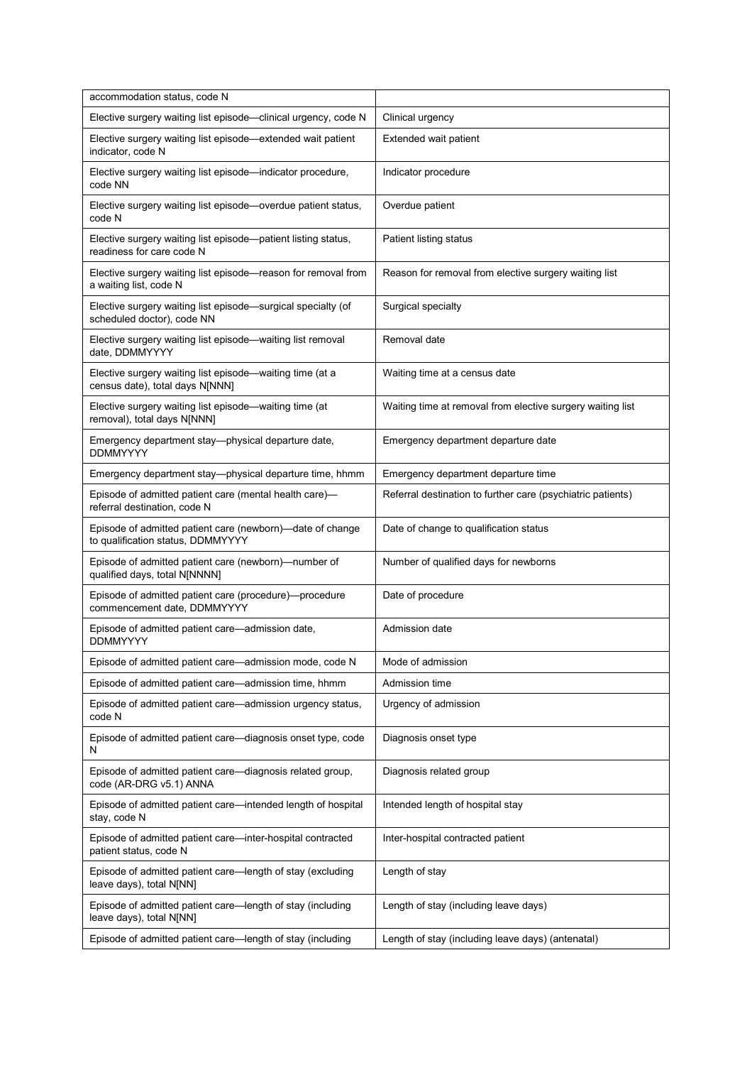| | |
|---|---|
| accommodation status, code N | |
| Elective surgery waiting list episode—clinical urgency, code N | Clinical urgency |
| Elective surgery waiting list episode—extended wait patient indicator, code N | Extended wait patient |
| Elective surgery waiting list episode—indicator procedure, code NN | Indicator procedure |
| Elective surgery waiting list episode—overdue patient status, code N | Overdue patient |
| Elective surgery waiting list episode—patient listing status, readiness for care code N | Patient listing status |
| Elective surgery waiting list episode—reason for removal from a waiting list, code N | Reason for removal from elective surgery waiting list |
| Elective surgery waiting list episode—surgical specialty (of scheduled doctor), code NN | Surgical specialty |
| Elective surgery waiting list episode—waiting list removal date, DDMMYYYY | Removal date |
| Elective surgery waiting list episode—waiting time (at a census date), total days N[NNN] | Waiting time at a census date |
| Elective surgery waiting list episode—waiting time (at removal), total days N[NNN] | Waiting time at removal from elective surgery waiting list |
| Emergency department stay—physical departure date, DDMMYYYY | Emergency department departure date |
| Emergency department stay—physical departure time, hhmm | Emergency department departure time |
| Episode of admitted patient care (mental health care)—referral destination, code N | Referral destination to further care (psychiatric patients) |
| Episode of admitted patient care (newborn)—date of change to qualification status, DDMMYYYY | Date of change to qualification status |
| Episode of admitted patient care (newborn)—number of qualified days, total N[NNNN] | Number of qualified days for newborns |
| Episode of admitted patient care (procedure)—procedure commencement date, DDMMYYYY | Date of procedure |
| Episode of admitted patient care—admission date, DDMMYYYY | Admission date |
| Episode of admitted patient care—admission mode, code N | Mode of admission |
| Episode of admitted patient care—admission time, hhmm | Admission time |
| Episode of admitted patient care—admission urgency status, code N | Urgency of admission |
| Episode of admitted patient care—diagnosis onset type, code N | Diagnosis onset type |
| Episode of admitted patient care—diagnosis related group, code (AR-DRG v5.1) ANNA | Diagnosis related group |
| Episode of admitted patient care—intended length of hospital stay, code N | Intended length of hospital stay |
| Episode of admitted patient care—inter-hospital contracted patient status, code N | Inter-hospital contracted patient |
| Episode of admitted patient care—length of stay (excluding leave days), total N[NN] | Length of stay |
| Episode of admitted patient care—length of stay (including leave days), total N[NN] | Length of stay (including leave days) |
| Episode of admitted patient care—length of stay (including | Length of stay (including leave days) (antenatal) |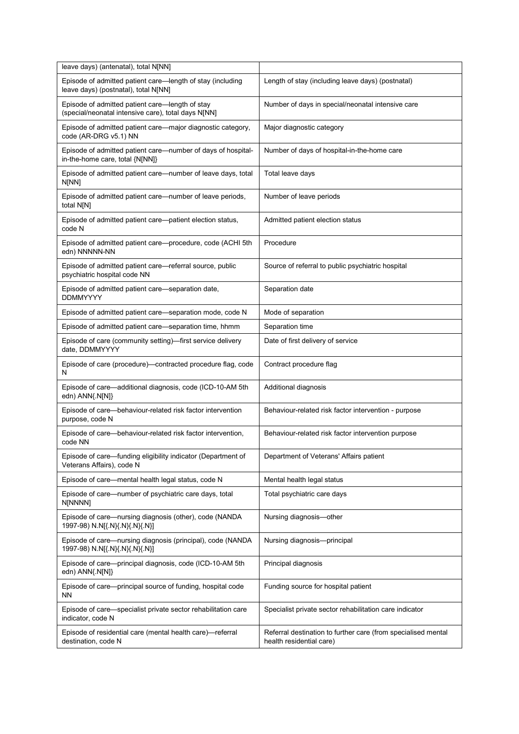| leave days) (antenatal), total N[NN] | |
|---|---|
| Episode of admitted patient care—length of stay (including leave days) (postnatal), total N[NN] | Length of stay (including leave days) (postnatal) |
| Episode of admitted patient care—length of stay (special/neonatal intensive care), total days N[NN] | Number of days in special/neonatal intensive care |
| Episode of admitted patient care—major diagnostic category, code (AR-DRG v5.1) NN | Major diagnostic category |
| Episode of admitted patient care—number of days of hospital-in-the-home care, total {N[NN]} | Number of days of hospital-in-the-home care |
| Episode of admitted patient care—number of leave days, total N[NN] | Total leave days |
| Episode of admitted patient care—number of leave periods, total N[N] | Number of leave periods |
| Episode of admitted patient care—patient election status, code N | Admitted patient election status |
| Episode of admitted patient care—procedure, code (ACHI 5th edn) NNNNN-NN | Procedure |
| Episode of admitted patient care—referral source, public psychiatric hospital code NN | Source of referral to public psychiatric hospital |
| Episode of admitted patient care—separation date, DDMMYYYY | Separation date |
| Episode of admitted patient care—separation mode, code N | Mode of separation |
| Episode of admitted patient care—separation time, hhmm | Separation time |
| Episode of care (community setting)—first service delivery date, DDMMYYYY | Date of first delivery of service |
| Episode of care (procedure)—contracted procedure flag, code N | Contract procedure flag |
| Episode of care—additional diagnosis, code (ICD-10-AM 5th edn) ANN{.N[N]} | Additional diagnosis |
| Episode of care—behaviour-related risk factor intervention purpose, code N | Behaviour-related risk factor intervention - purpose |
| Episode of care—behaviour-related risk factor intervention, code NN | Behaviour-related risk factor intervention purpose |
| Episode of care—funding eligibility indicator (Department of Veterans Affairs), code N | Department of Veterans' Affairs patient |
| Episode of care—mental health legal status, code N | Mental health legal status |
| Episode of care—number of psychiatric care days, total N[NNNN] | Total psychiatric care days |
| Episode of care—nursing diagnosis (other), code (NANDA 1997-98) N.N[{.N}{.N}{.N}{.N}] | Nursing diagnosis—other |
| Episode of care—nursing diagnosis (principal), code (NANDA 1997-98) N.N[{.N}{.N}{.N}{.N}] | Nursing diagnosis—principal |
| Episode of care—principal diagnosis, code (ICD-10-AM 5th edn) ANN{.N[N]} | Principal diagnosis |
| Episode of care—principal source of funding, hospital code NN | Funding source for hospital patient |
| Episode of care—specialist private sector rehabilitation care indicator, code N | Specialist private sector rehabilitation care indicator |
| Episode of residential care (mental health care)—referral destination, code N | Referral destination to further care (from specialised mental health residential care) |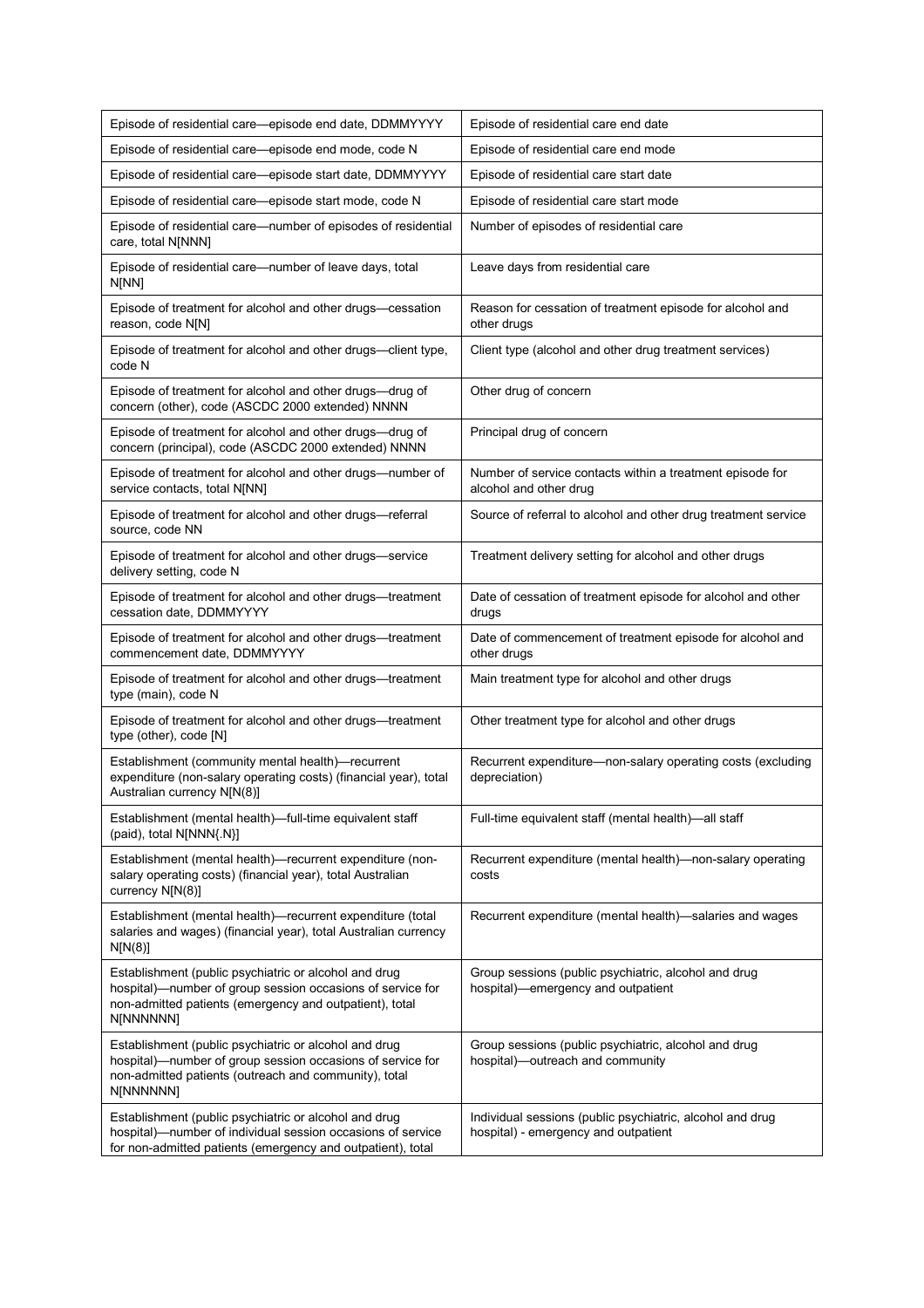| | |
|---|---|
| Episode of residential care—episode end date, DDMMYYYY | Episode of residential care end date |
| Episode of residential care—episode end mode, code N | Episode of residential care end mode |
| Episode of residential care—episode start date, DDMMYYYY | Episode of residential care start date |
| Episode of residential care—episode start mode, code N | Episode of residential care start mode |
| Episode of residential care—number of episodes of residential care, total N[NNN] | Number of episodes of residential care |
| Episode of residential care—number of leave days, total N[NN] | Leave days from residential care |
| Episode of treatment for alcohol and other drugs—cessation reason, code N[N] | Reason for cessation of treatment episode for alcohol and other drugs |
| Episode of treatment for alcohol and other drugs—client type, code N | Client type (alcohol and other drug treatment services) |
| Episode of treatment for alcohol and other drugs—drug of concern (other), code (ASCDC 2000 extended) NNNN | Other drug of concern |
| Episode of treatment for alcohol and other drugs—drug of concern (principal), code (ASCDC 2000 extended) NNNN | Principal drug of concern |
| Episode of treatment for alcohol and other drugs—number of service contacts, total N[NN] | Number of service contacts within a treatment episode for alcohol and other drug |
| Episode of treatment for alcohol and other drugs—referral source, code NN | Source of referral to alcohol and other drug treatment service |
| Episode of treatment for alcohol and other drugs—service delivery setting, code N | Treatment delivery setting for alcohol and other drugs |
| Episode of treatment for alcohol and other drugs—treatment cessation date, DDMMYYYY | Date of cessation of treatment episode for alcohol and other drugs |
| Episode of treatment for alcohol and other drugs—treatment commencement date, DDMMYYYY | Date of commencement of treatment episode for alcohol and other drugs |
| Episode of treatment for alcohol and other drugs—treatment type (main), code N | Main treatment type for alcohol and other drugs |
| Episode of treatment for alcohol and other drugs—treatment type (other), code [N] | Other treatment type for alcohol and other drugs |
| Establishment (community mental health)—recurrent expenditure (non-salary operating costs) (financial year), total Australian currency N[N(8)] | Recurrent expenditure—non-salary operating costs (excluding depreciation) |
| Establishment (mental health)—full-time equivalent staff (paid), total N[NNN{.N}] | Full-time equivalent staff (mental health)—all staff |
| Establishment (mental health)—recurrent expenditure (non-salary operating costs) (financial year), total Australian currency N[N(8)] | Recurrent expenditure (mental health)—non-salary operating costs |
| Establishment (mental health)—recurrent expenditure (total salaries and wages) (financial year), total Australian currency N[N(8)] | Recurrent expenditure (mental health)—salaries and wages |
| Establishment (public psychiatric or alcohol and drug hospital)—number of group session occasions of service for non-admitted patients (emergency and outpatient), total N[NNNNNN] | Group sessions (public psychiatric, alcohol and drug hospital)—emergency and outpatient |
| Establishment (public psychiatric or alcohol and drug hospital)—number of group session occasions of service for non-admitted patients (outreach and community), total N[NNNNNN] | Group sessions (public psychiatric, alcohol and drug hospital)—outreach and community |
| Establishment (public psychiatric or alcohol and drug hospital)—number of individual session occasions of service for non-admitted patients (emergency and outpatient), total | Individual sessions (public psychiatric, alcohol and drug hospital) - emergency and outpatient |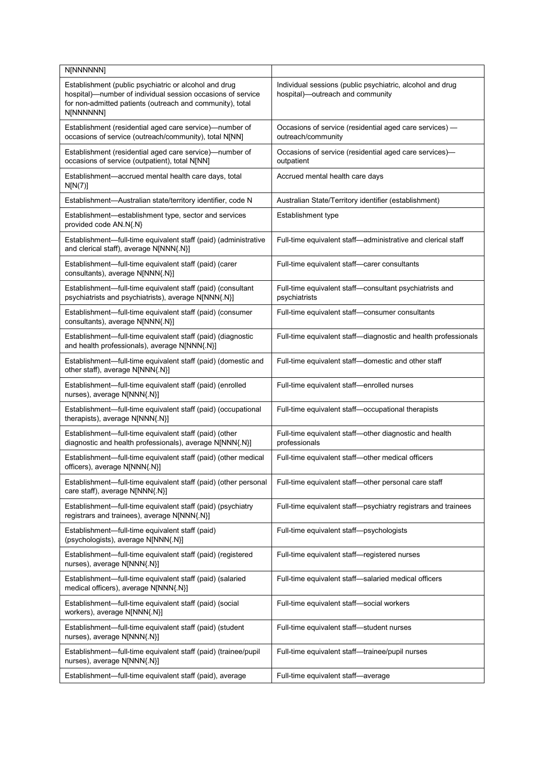| | |
|---|---|
| N[NNNNNN] | |
| Establishment (public psychiatric or alcohol and drug hospital)—number of individual session occasions of service for non-admitted patients (outreach and community), total N[NNNNNN] | Individual sessions (public psychiatric, alcohol and drug hospital)—outreach and community |
| Establishment (residential aged care service)—number of occasions of service (outreach/community), total N[NN] | Occasions of service (residential aged care services) — outreach/community |
| Establishment (residential aged care service)—number of occasions of service (outpatient), total N[NN] | Occasions of service (residential aged care services)—outpatient |
| Establishment—accrued mental health care days, total N[N(7)] | Accrued mental health care days |
| Establishment—Australian state/territory identifier, code N | Australian State/Territory identifier (establishment) |
| Establishment—establishment type, sector and services provided code AN.N{.N} | Establishment type |
| Establishment—full-time equivalent staff (paid) (administrative and clerical staff), average N[NNN{.N}] | Full-time equivalent staff—administrative and clerical staff |
| Establishment—full-time equivalent staff (paid) (carer consultants), average N[NNN{.N}] | Full-time equivalent staff—carer consultants |
| Establishment—full-time equivalent staff (paid) (consultant psychiatrists and psychiatrists), average N[NNN{.N}] | Full-time equivalent staff—consultant psychiatrists and psychiatrists |
| Establishment—full-time equivalent staff (paid) (consumer consultants), average N[NNN{.N}] | Full-time equivalent staff—consumer consultants |
| Establishment—full-time equivalent staff (paid) (diagnostic and health professionals), average N[NNN{.N}] | Full-time equivalent staff—diagnostic and health professionals |
| Establishment—full-time equivalent staff (paid) (domestic and other staff), average N[NNN{.N}] | Full-time equivalent staff—domestic and other staff |
| Establishment—full-time equivalent staff (paid) (enrolled nurses), average N[NNN{.N}] | Full-time equivalent staff—enrolled nurses |
| Establishment—full-time equivalent staff (paid) (occupational therapists), average N[NNN{.N}] | Full-time equivalent staff—occupational therapists |
| Establishment—full-time equivalent staff (paid) (other diagnostic and health professionals), average N[NNN{.N}] | Full-time equivalent staff—other diagnostic and health professionals |
| Establishment—full-time equivalent staff (paid) (other medical officers), average N[NNN{.N}] | Full-time equivalent staff—other medical officers |
| Establishment—full-time equivalent staff (paid) (other personal care staff), average N[NNN{.N}] | Full-time equivalent staff—other personal care staff |
| Establishment—full-time equivalent staff (paid) (psychiatry registrars and trainees), average N[NNN{.N}] | Full-time equivalent staff—psychiatry registrars and trainees |
| Establishment—full-time equivalent staff (paid) (psychologists), average N[NNN{.N}] | Full-time equivalent staff—psychologists |
| Establishment—full-time equivalent staff (paid) (registered nurses), average N[NNN{.N}] | Full-time equivalent staff—registered nurses |
| Establishment—full-time equivalent staff (paid) (salaried medical officers), average N[NNN{.N}] | Full-time equivalent staff—salaried medical officers |
| Establishment—full-time equivalent staff (paid) (social workers), average N[NNN{.N}] | Full-time equivalent staff—social workers |
| Establishment—full-time equivalent staff (paid) (student nurses), average N[NNN{.N}] | Full-time equivalent staff—student nurses |
| Establishment—full-time equivalent staff (paid) (trainee/pupil nurses), average N[NNN{.N}] | Full-time equivalent staff—trainee/pupil nurses |
| Establishment—full-time equivalent staff (paid), average | Full-time equivalent staff—average |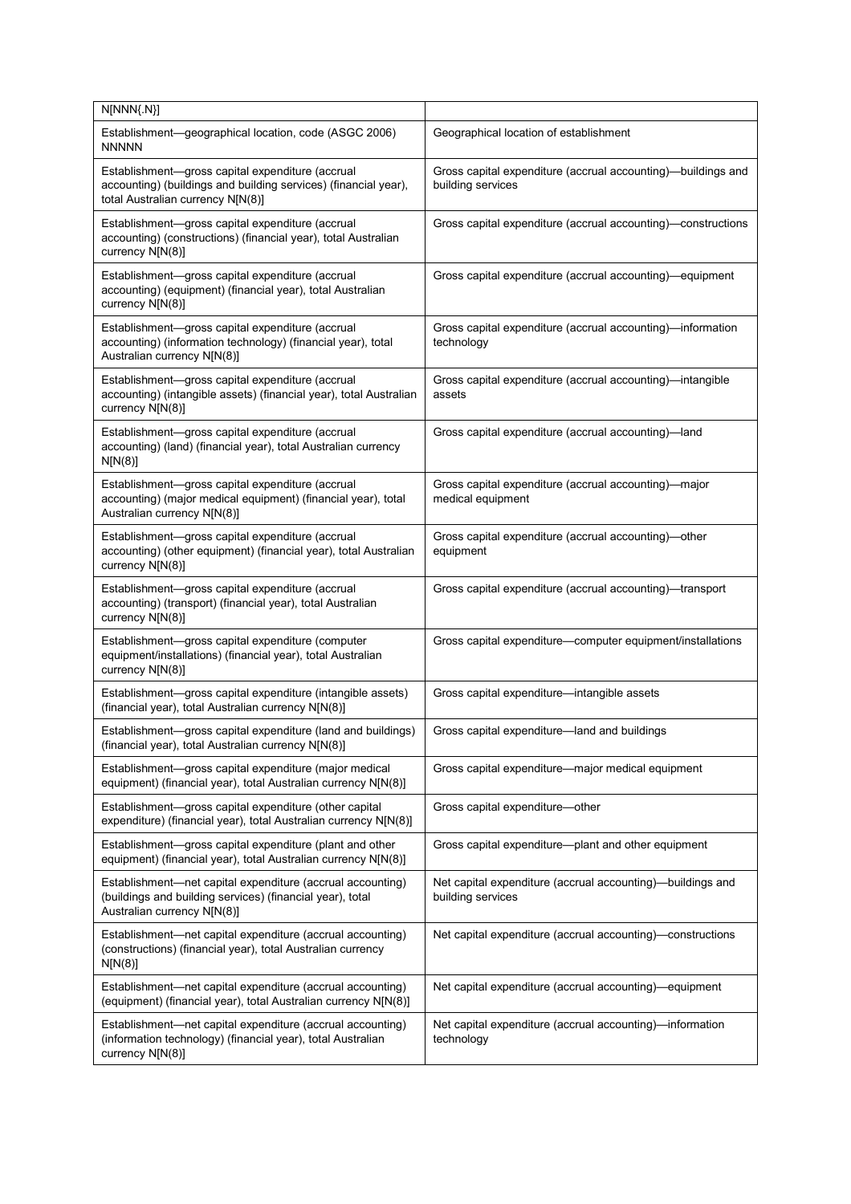| N[NNN{.N}] | |
|---|---|
| Establishment—geographical location, code (ASGC 2006) NNNNN | Geographical location of establishment |
| Establishment—gross capital expenditure (accrual accounting) (buildings and building services) (financial year), total Australian currency N[N(8)] | Gross capital expenditure (accrual accounting)—buildings and building services |
| Establishment—gross capital expenditure (accrual accounting) (constructions) (financial year), total Australian currency N[N(8)] | Gross capital expenditure (accrual accounting)—constructions |
| Establishment—gross capital expenditure (accrual accounting) (equipment) (financial year), total Australian currency N[N(8)] | Gross capital expenditure (accrual accounting)—equipment |
| Establishment—gross capital expenditure (accrual accounting) (information technology) (financial year), total Australian currency N[N(8)] | Gross capital expenditure (accrual accounting)—information technology |
| Establishment—gross capital expenditure (accrual accounting) (intangible assets) (financial year), total Australian currency N[N(8)] | Gross capital expenditure (accrual accounting)—intangible assets |
| Establishment—gross capital expenditure (accrual accounting) (land) (financial year), total Australian currency N[N(8)] | Gross capital expenditure (accrual accounting)—land |
| Establishment—gross capital expenditure (accrual accounting) (major medical equipment) (financial year), total Australian currency N[N(8)] | Gross capital expenditure (accrual accounting)—major medical equipment |
| Establishment—gross capital expenditure (accrual accounting) (other equipment) (financial year), total Australian currency N[N(8)] | Gross capital expenditure (accrual accounting)—other equipment |
| Establishment—gross capital expenditure (accrual accounting) (transport) (financial year), total Australian currency N[N(8)] | Gross capital expenditure (accrual accounting)—transport |
| Establishment—gross capital expenditure (computer equipment/installations) (financial year), total Australian currency N[N(8)] | Gross capital expenditure—computer equipment/installations |
| Establishment—gross capital expenditure (intangible assets) (financial year), total Australian currency N[N(8)] | Gross capital expenditure—intangible assets |
| Establishment—gross capital expenditure (land and buildings) (financial year), total Australian currency N[N(8)] | Gross capital expenditure—land and buildings |
| Establishment—gross capital expenditure (major medical equipment) (financial year), total Australian currency N[N(8)] | Gross capital expenditure—major medical equipment |
| Establishment—gross capital expenditure (other capital expenditure) (financial year), total Australian currency N[N(8)] | Gross capital expenditure—other |
| Establishment—gross capital expenditure (plant and other equipment) (financial year), total Australian currency N[N(8)] | Gross capital expenditure—plant and other equipment |
| Establishment—net capital expenditure (accrual accounting) (buildings and building services) (financial year), total Australian currency N[N(8)] | Net capital expenditure (accrual accounting)—buildings and building services |
| Establishment—net capital expenditure (accrual accounting) (constructions) (financial year), total Australian currency N[N(8)] | Net capital expenditure (accrual accounting)—constructions |
| Establishment—net capital expenditure (accrual accounting) (equipment) (financial year), total Australian currency N[N(8)] | Net capital expenditure (accrual accounting)—equipment |
| Establishment—net capital expenditure (accrual accounting) (information technology) (financial year), total Australian currency N[N(8)] | Net capital expenditure (accrual accounting)—information technology |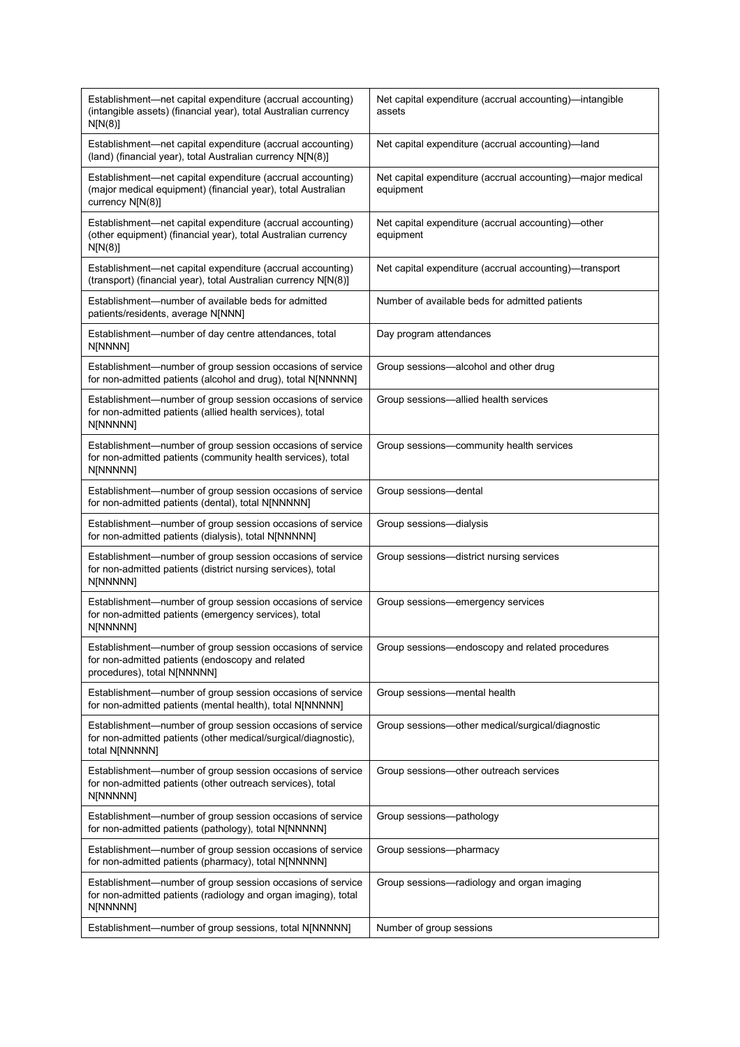| | |
|---|---|
| Establishment—net capital expenditure (accrual accounting) (intangible assets) (financial year), total Australian currency N[N(8)] | Net capital expenditure (accrual accounting)—intangible assets |
| Establishment—net capital expenditure (accrual accounting) (land) (financial year), total Australian currency N[N(8)] | Net capital expenditure (accrual accounting)—land |
| Establishment—net capital expenditure (accrual accounting) (major medical equipment) (financial year), total Australian currency N[N(8)] | Net capital expenditure (accrual accounting)—major medical equipment |
| Establishment—net capital expenditure (accrual accounting) (other equipment) (financial year), total Australian currency N[N(8)] | Net capital expenditure (accrual accounting)—other equipment |
| Establishment—net capital expenditure (accrual accounting) (transport) (financial year), total Australian currency N[N(8)] | Net capital expenditure (accrual accounting)—transport |
| Establishment—number of available beds for admitted patients/residents, average N[NNN] | Number of available beds for admitted patients |
| Establishment—number of day centre attendances, total N[NNNN] | Day program attendances |
| Establishment—number of group session occasions of service for non-admitted patients (alcohol and drug), total N[NNNNN] | Group sessions—alcohol and other drug |
| Establishment—number of group session occasions of service for non-admitted patients (allied health services), total N[NNNNN] | Group sessions—allied health services |
| Establishment—number of group session occasions of service for non-admitted patients (community health services), total N[NNNNN] | Group sessions—community health services |
| Establishment—number of group session occasions of service for non-admitted patients (dental), total N[NNNNN] | Group sessions—dental |
| Establishment—number of group session occasions of service for non-admitted patients (dialysis), total N[NNNNN] | Group sessions—dialysis |
| Establishment—number of group session occasions of service for non-admitted patients (district nursing services), total N[NNNNN] | Group sessions—district nursing services |
| Establishment—number of group session occasions of service for non-admitted patients (emergency services), total N[NNNNN] | Group sessions—emergency services |
| Establishment—number of group session occasions of service for non-admitted patients (endoscopy and related procedures), total N[NNNNN] | Group sessions—endoscopy and related procedures |
| Establishment—number of group session occasions of service for non-admitted patients (mental health), total N[NNNNN] | Group sessions—mental health |
| Establishment—number of group session occasions of service for non-admitted patients (other medical/surgical/diagnostic), total N[NNNNN] | Group sessions—other medical/surgical/diagnostic |
| Establishment—number of group session occasions of service for non-admitted patients (other outreach services), total N[NNNNN] | Group sessions—other outreach services |
| Establishment—number of group session occasions of service for non-admitted patients (pathology), total N[NNNNN] | Group sessions—pathology |
| Establishment—number of group session occasions of service for non-admitted patients (pharmacy), total N[NNNNN] | Group sessions—pharmacy |
| Establishment—number of group session occasions of service for non-admitted patients (radiology and organ imaging), total N[NNNNN] | Group sessions—radiology and organ imaging |
| Establishment—number of group sessions, total N[NNNNN] | Number of group sessions |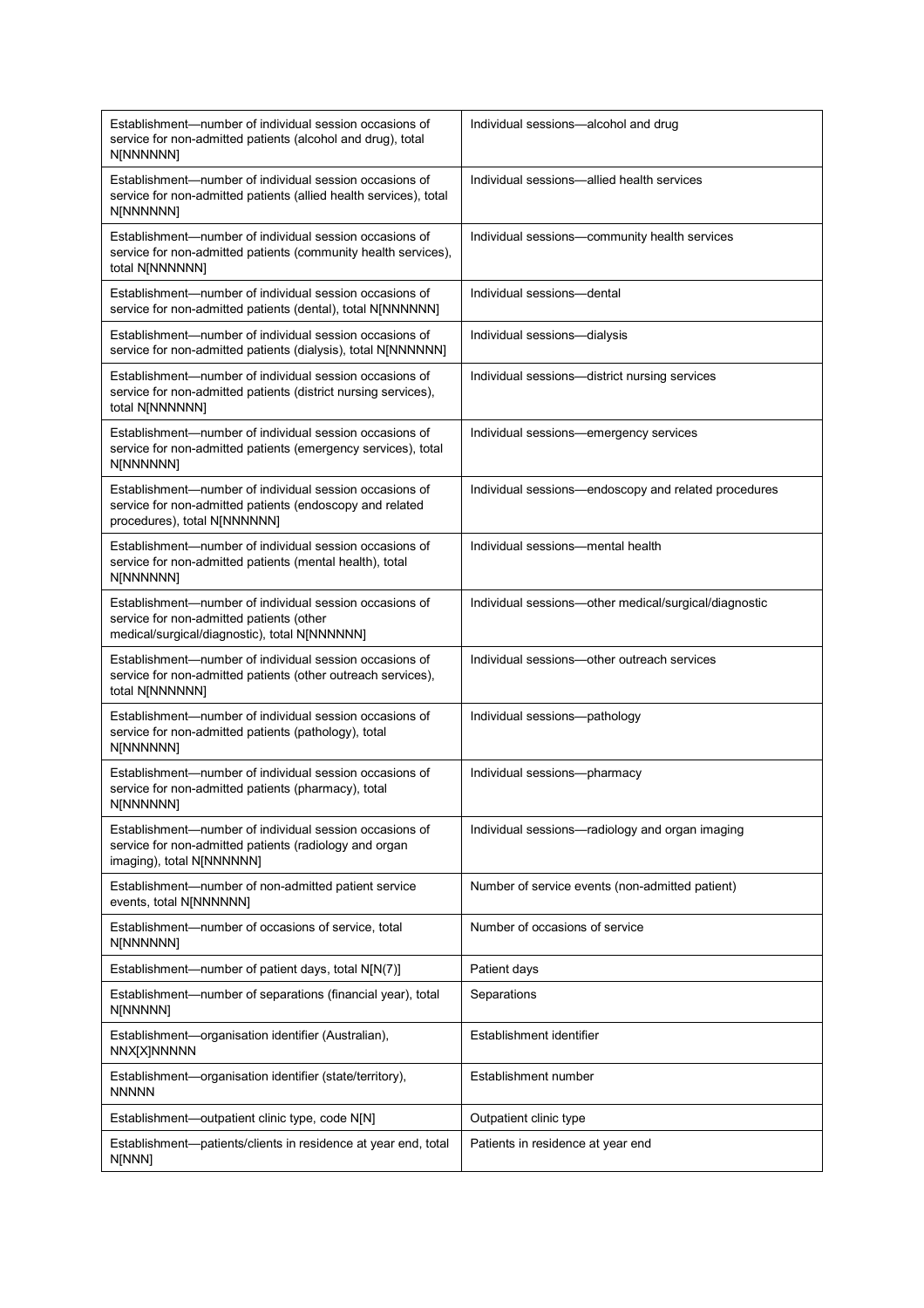| | |
|---|---|
| Establishment—number of individual session occasions of service for non-admitted patients (alcohol and drug), total N[NNNNNN] | Individual sessions—alcohol and drug |
| Establishment—number of individual session occasions of service for non-admitted patients (allied health services), total N[NNNNNN] | Individual sessions—allied health services |
| Establishment—number of individual session occasions of service for non-admitted patients (community health services), total N[NNNNNN] | Individual sessions—community health services |
| Establishment—number of individual session occasions of service for non-admitted patients (dental), total N[NNNNNN] | Individual sessions—dental |
| Establishment—number of individual session occasions of service for non-admitted patients (dialysis), total N[NNNNNN] | Individual sessions—dialysis |
| Establishment—number of individual session occasions of service for non-admitted patients (district nursing services), total N[NNNNNN] | Individual sessions—district nursing services |
| Establishment—number of individual session occasions of service for non-admitted patients (emergency services), total N[NNNNNN] | Individual sessions—emergency services |
| Establishment—number of individual session occasions of service for non-admitted patients (endoscopy and related procedures), total N[NNNNNN] | Individual sessions—endoscopy and related procedures |
| Establishment—number of individual session occasions of service for non-admitted patients (mental health), total N[NNNNNN] | Individual sessions—mental health |
| Establishment—number of individual session occasions of service for non-admitted patients (other medical/surgical/diagnostic), total N[NNNNNN] | Individual sessions—other medical/surgical/diagnostic |
| Establishment—number of individual session occasions of service for non-admitted patients (other outreach services), total N[NNNNNN] | Individual sessions—other outreach services |
| Establishment—number of individual session occasions of service for non-admitted patients (pathology), total N[NNNNNN] | Individual sessions—pathology |
| Establishment—number of individual session occasions of service for non-admitted patients (pharmacy), total N[NNNNNN] | Individual sessions—pharmacy |
| Establishment—number of individual session occasions of service for non-admitted patients (radiology and organ imaging), total N[NNNNNN] | Individual sessions—radiology and organ imaging |
| Establishment—number of non-admitted patient service events, total N[NNNNNN] | Number of service events (non-admitted patient) |
| Establishment—number of occasions of service, total N[NNNNNN] | Number of occasions of service |
| Establishment—number of patient days, total N[N(7)] | Patient days |
| Establishment—number of separations (financial year), total N[NNNNN] | Separations |
| Establishment—organisation identifier (Australian), NNX[X]NNNNN | Establishment identifier |
| Establishment—organisation identifier (state/territory), NNNNN | Establishment number |
| Establishment—outpatient clinic type, code N[N] | Outpatient clinic type |
| Establishment—patients/clients in residence at year end, total N[NNN] | Patients in residence at year end |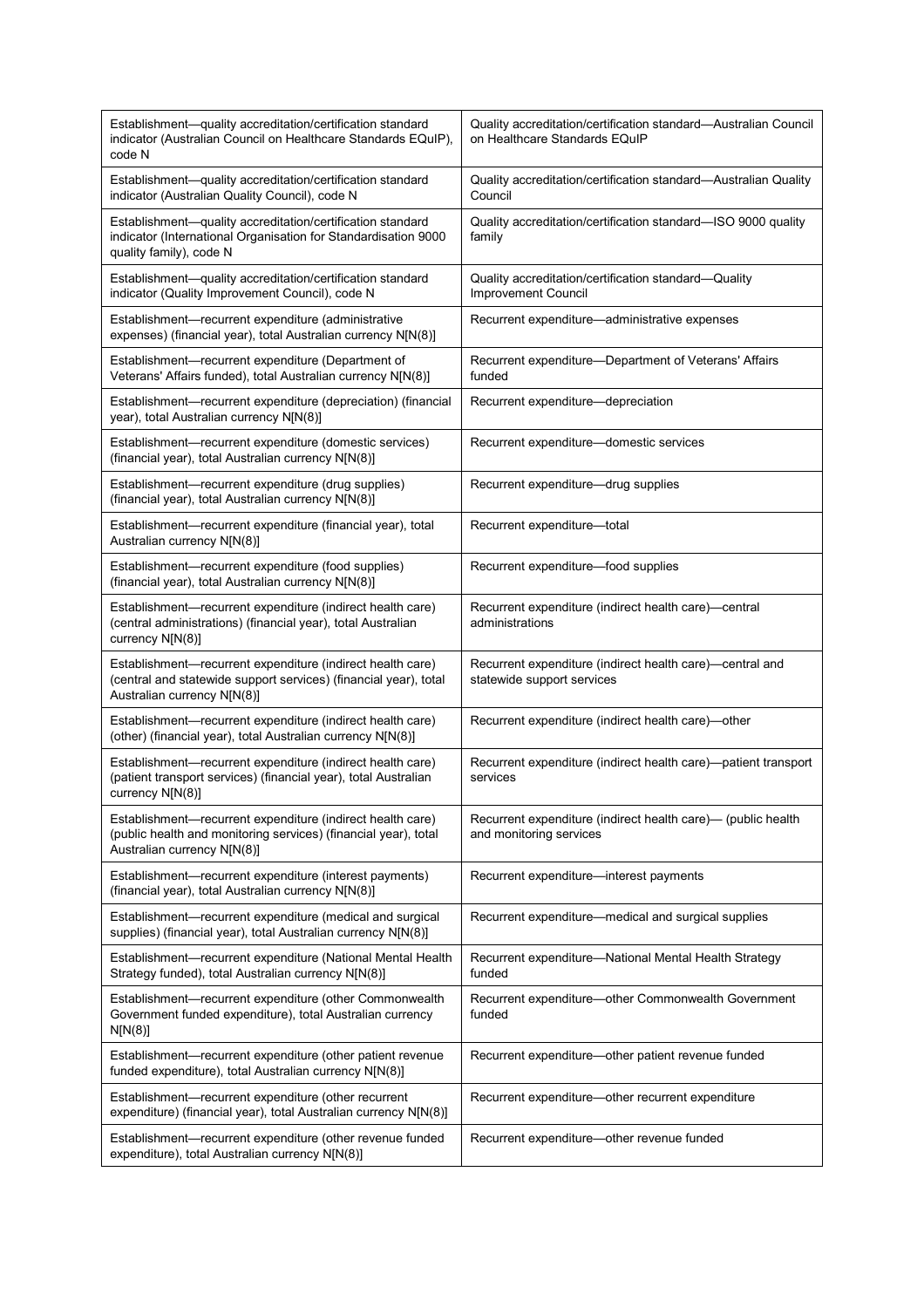| | |
|---|---|
| Establishment—quality accreditation/certification standard indicator (Australian Council on Healthcare Standards EQuIP), code N | Quality accreditation/certification standard—Australian Council on Healthcare Standards EQuIP |
| Establishment—quality accreditation/certification standard indicator (Australian Quality Council), code N | Quality accreditation/certification standard—Australian Quality Council |
| Establishment—quality accreditation/certification standard indicator (International Organisation for Standardisation 9000 quality family), code N | Quality accreditation/certification standard—ISO 9000 quality family |
| Establishment—quality accreditation/certification standard indicator (Quality Improvement Council), code N | Quality accreditation/certification standard—Quality Improvement Council |
| Establishment—recurrent expenditure (administrative expenses) (financial year), total Australian currency N[N(8)] | Recurrent expenditure—administrative expenses |
| Establishment—recurrent expenditure (Department of Veterans' Affairs funded), total Australian currency N[N(8)] | Recurrent expenditure—Department of Veterans' Affairs funded |
| Establishment—recurrent expenditure (depreciation) (financial year), total Australian currency N[N(8)] | Recurrent expenditure—depreciation |
| Establishment—recurrent expenditure (domestic services) (financial year), total Australian currency N[N(8)] | Recurrent expenditure—domestic services |
| Establishment—recurrent expenditure (drug supplies) (financial year), total Australian currency N[N(8)] | Recurrent expenditure—drug supplies |
| Establishment—recurrent expenditure (financial year), total Australian currency N[N(8)] | Recurrent expenditure—total |
| Establishment—recurrent expenditure (food supplies) (financial year), total Australian currency N[N(8)] | Recurrent expenditure—food supplies |
| Establishment—recurrent expenditure (indirect health care) (central administrations) (financial year), total Australian currency N[N(8)] | Recurrent expenditure (indirect health care)—central administrations |
| Establishment—recurrent expenditure (indirect health care) (central and statewide support services) (financial year), total Australian currency N[N(8)] | Recurrent expenditure (indirect health care)—central and statewide support services |
| Establishment—recurrent expenditure (indirect health care) (other) (financial year), total Australian currency N[N(8)] | Recurrent expenditure (indirect health care)—other |
| Establishment—recurrent expenditure (indirect health care) (patient transport services) (financial year), total Australian currency N[N(8)] | Recurrent expenditure (indirect health care)—patient transport services |
| Establishment—recurrent expenditure (indirect health care) (public health and monitoring services) (financial year), total Australian currency N[N(8)] | Recurrent expenditure (indirect health care)— (public health and monitoring services |
| Establishment—recurrent expenditure (interest payments) (financial year), total Australian currency N[N(8)] | Recurrent expenditure—interest payments |
| Establishment—recurrent expenditure (medical and surgical supplies) (financial year), total Australian currency N[N(8)] | Recurrent expenditure—medical and surgical supplies |
| Establishment—recurrent expenditure (National Mental Health Strategy funded), total Australian currency N[N(8)] | Recurrent expenditure—National Mental Health Strategy funded |
| Establishment—recurrent expenditure (other Commonwealth Government funded expenditure), total Australian currency N[N(8)] | Recurrent expenditure—other Commonwealth Government funded |
| Establishment—recurrent expenditure (other patient revenue funded expenditure), total Australian currency N[N(8)] | Recurrent expenditure—other patient revenue funded |
| Establishment—recurrent expenditure (other recurrent expenditure) (financial year), total Australian currency N[N(8)] | Recurrent expenditure—other recurrent expenditure |
| Establishment—recurrent expenditure (other revenue funded expenditure), total Australian currency N[N(8)] | Recurrent expenditure—other revenue funded |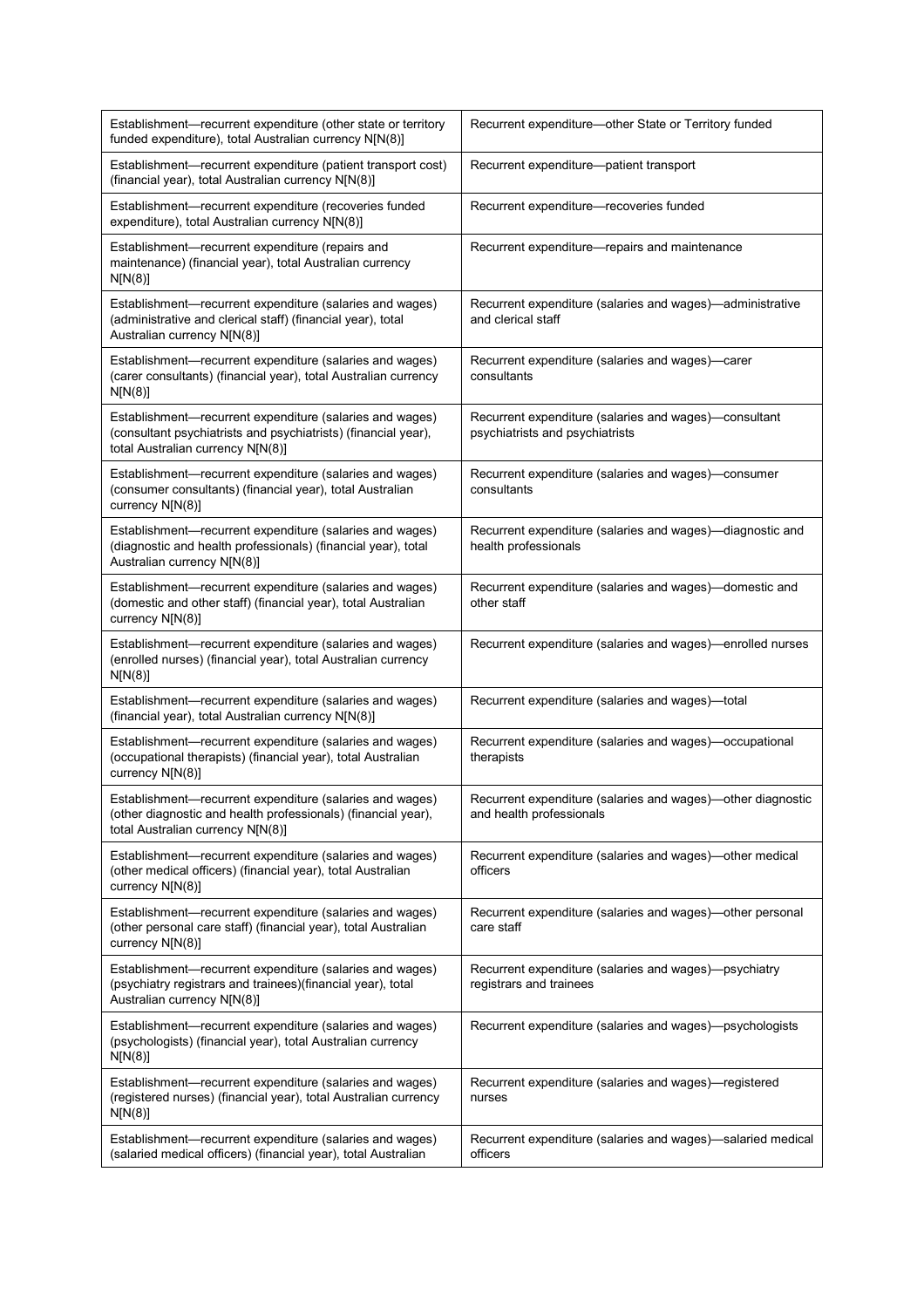| | |
|---|---|
| Establishment—recurrent expenditure (other state or territory funded expenditure), total Australian currency N[N(8)] | Recurrent expenditure—other State or Territory funded |
| Establishment—recurrent expenditure (patient transport cost) (financial year), total Australian currency N[N(8)] | Recurrent expenditure—patient transport |
| Establishment—recurrent expenditure (recoveries funded expenditure), total Australian currency N[N(8)] | Recurrent expenditure—recoveries funded |
| Establishment—recurrent expenditure (repairs and maintenance) (financial year), total Australian currency N[N(8)] | Recurrent expenditure—repairs and maintenance |
| Establishment—recurrent expenditure (salaries and wages) (administrative and clerical staff) (financial year), total Australian currency N[N(8)] | Recurrent expenditure (salaries and wages)—administrative and clerical staff |
| Establishment—recurrent expenditure (salaries and wages) (carer consultants) (financial year), total Australian currency N[N(8)] | Recurrent expenditure (salaries and wages)—carer consultants |
| Establishment—recurrent expenditure (salaries and wages) (consultant psychiatrists and psychiatrists) (financial year), total Australian currency N[N(8)] | Recurrent expenditure (salaries and wages)—consultant psychiatrists and psychiatrists |
| Establishment—recurrent expenditure (salaries and wages) (consumer consultants) (financial year), total Australian currency N[N(8)] | Recurrent expenditure (salaries and wages)—consumer consultants |
| Establishment—recurrent expenditure (salaries and wages) (diagnostic and health professionals) (financial year), total Australian currency N[N(8)] | Recurrent expenditure (salaries and wages)—diagnostic and health professionals |
| Establishment—recurrent expenditure (salaries and wages) (domestic and other staff) (financial year), total Australian currency N[N(8)] | Recurrent expenditure (salaries and wages)—domestic and other staff |
| Establishment—recurrent expenditure (salaries and wages) (enrolled nurses) (financial year), total Australian currency N[N(8)] | Recurrent expenditure (salaries and wages)—enrolled nurses |
| Establishment—recurrent expenditure (salaries and wages) (financial year), total Australian currency N[N(8)] | Recurrent expenditure (salaries and wages)—total |
| Establishment—recurrent expenditure (salaries and wages) (occupational therapists) (financial year), total Australian currency N[N(8)] | Recurrent expenditure (salaries and wages)—occupational therapists |
| Establishment—recurrent expenditure (salaries and wages) (other diagnostic and health professionals) (financial year), total Australian currency N[N(8)] | Recurrent expenditure (salaries and wages)—other diagnostic and health professionals |
| Establishment—recurrent expenditure (salaries and wages) (other medical officers) (financial year), total Australian currency N[N(8)] | Recurrent expenditure (salaries and wages)—other medical officers |
| Establishment—recurrent expenditure (salaries and wages) (other personal care staff) (financial year), total Australian currency N[N(8)] | Recurrent expenditure (salaries and wages)—other personal care staff |
| Establishment—recurrent expenditure (salaries and wages) (psychiatry registrars and trainees)(financial year), total Australian currency N[N(8)] | Recurrent expenditure (salaries and wages)—psychiatry registrars and trainees |
| Establishment—recurrent expenditure (salaries and wages) (psychologists) (financial year), total Australian currency N[N(8)] | Recurrent expenditure (salaries and wages)—psychologists |
| Establishment—recurrent expenditure (salaries and wages) (registered nurses) (financial year), total Australian currency N[N(8)] | Recurrent expenditure (salaries and wages)—registered nurses |
| Establishment—recurrent expenditure (salaries and wages) (salaried medical officers) (financial year), total Australian | Recurrent expenditure (salaries and wages)—salaried medical officers |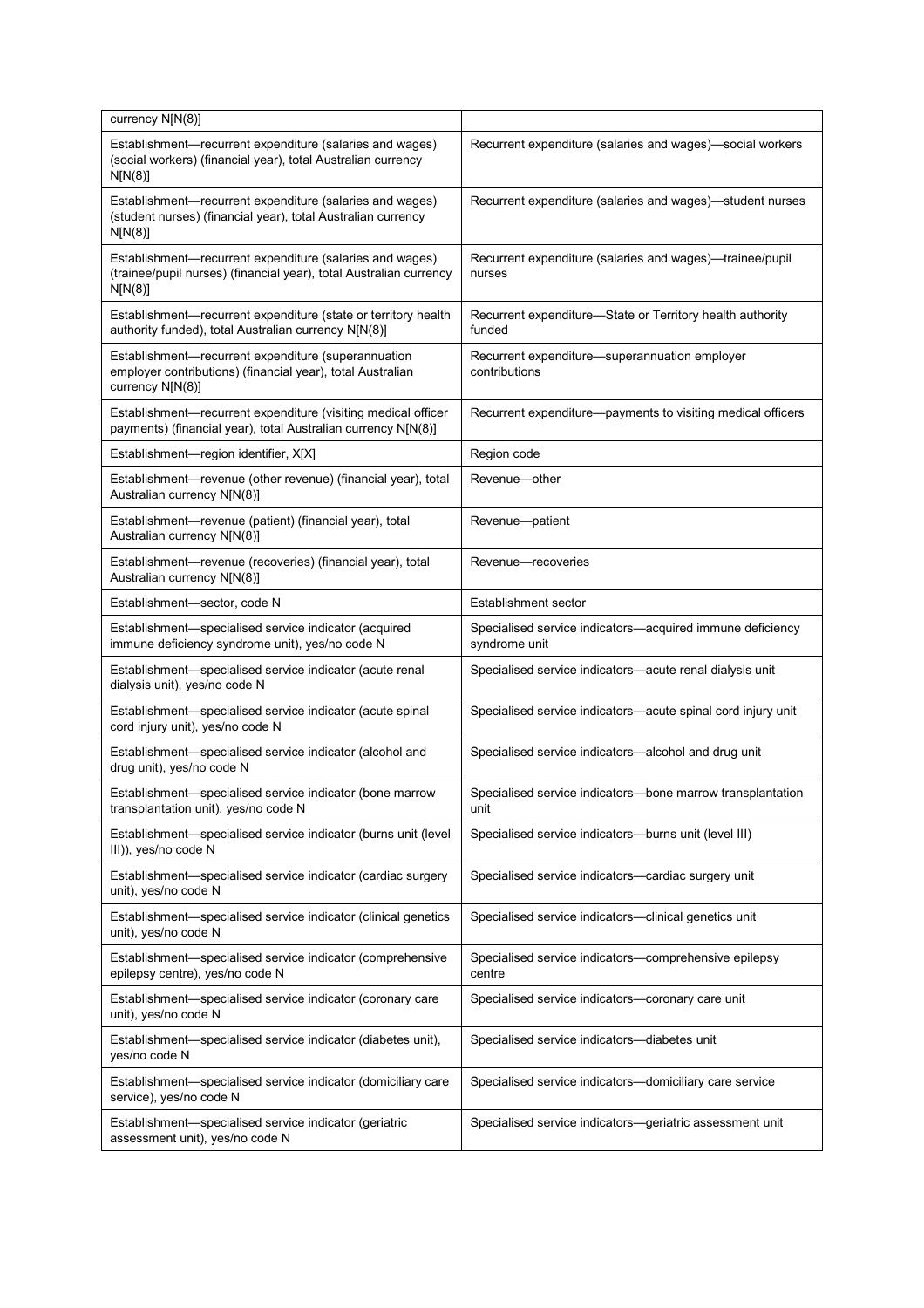| | |
|---|---|
| currency N[N(8)] | |
| Establishment—recurrent expenditure (salaries and wages) (social workers) (financial year), total Australian currency N[N(8)] | Recurrent expenditure (salaries and wages)—social workers |
| Establishment—recurrent expenditure (salaries and wages) (student nurses) (financial year), total Australian currency N[N(8)] | Recurrent expenditure (salaries and wages)—student nurses |
| Establishment—recurrent expenditure (salaries and wages) (trainee/pupil nurses) (financial year), total Australian currency N[N(8)] | Recurrent expenditure (salaries and wages)—trainee/pupil nurses |
| Establishment—recurrent expenditure (state or territory health authority funded), total Australian currency N[N(8)] | Recurrent expenditure—State or Territory health authority funded |
| Establishment—recurrent expenditure (superannuation employer contributions) (financial year), total Australian currency N[N(8)] | Recurrent expenditure—superannuation employer contributions |
| Establishment—recurrent expenditure (visiting medical officer payments) (financial year), total Australian currency N[N(8)] | Recurrent expenditure—payments to visiting medical officers |
| Establishment—region identifier, X[X] | Region code |
| Establishment—revenue (other revenue) (financial year), total Australian currency N[N(8)] | Revenue—other |
| Establishment—revenue (patient) (financial year), total Australian currency N[N(8)] | Revenue—patient |
| Establishment—revenue (recoveries) (financial year), total Australian currency N[N(8)] | Revenue—recoveries |
| Establishment—sector, code N | Establishment sector |
| Establishment—specialised service indicator (acquired immune deficiency syndrome unit), yes/no code N | Specialised service indicators—acquired immune deficiency syndrome unit |
| Establishment—specialised service indicator (acute renal dialysis unit), yes/no code N | Specialised service indicators—acute renal dialysis unit |
| Establishment—specialised service indicator (acute spinal cord injury unit), yes/no code N | Specialised service indicators—acute spinal cord injury unit |
| Establishment—specialised service indicator (alcohol and drug unit), yes/no code N | Specialised service indicators—alcohol and drug unit |
| Establishment—specialised service indicator (bone marrow transplantation unit), yes/no code N | Specialised service indicators—bone marrow transplantation unit |
| Establishment—specialised service indicator (burns unit (level III)), yes/no code N | Specialised service indicators—burns unit (level III) |
| Establishment—specialised service indicator (cardiac surgery unit), yes/no code N | Specialised service indicators—cardiac surgery unit |
| Establishment—specialised service indicator (clinical genetics unit), yes/no code N | Specialised service indicators—clinical genetics unit |
| Establishment—specialised service indicator (comprehensive epilepsy centre), yes/no code N | Specialised service indicators—comprehensive epilepsy centre |
| Establishment—specialised service indicator (coronary care unit), yes/no code N | Specialised service indicators—coronary care unit |
| Establishment—specialised service indicator (diabetes unit), yes/no code N | Specialised service indicators—diabetes unit |
| Establishment—specialised service indicator (domiciliary care service), yes/no code N | Specialised service indicators—domiciliary care service |
| Establishment—specialised service indicator (geriatric assessment unit), yes/no code N | Specialised service indicators—geriatric assessment unit |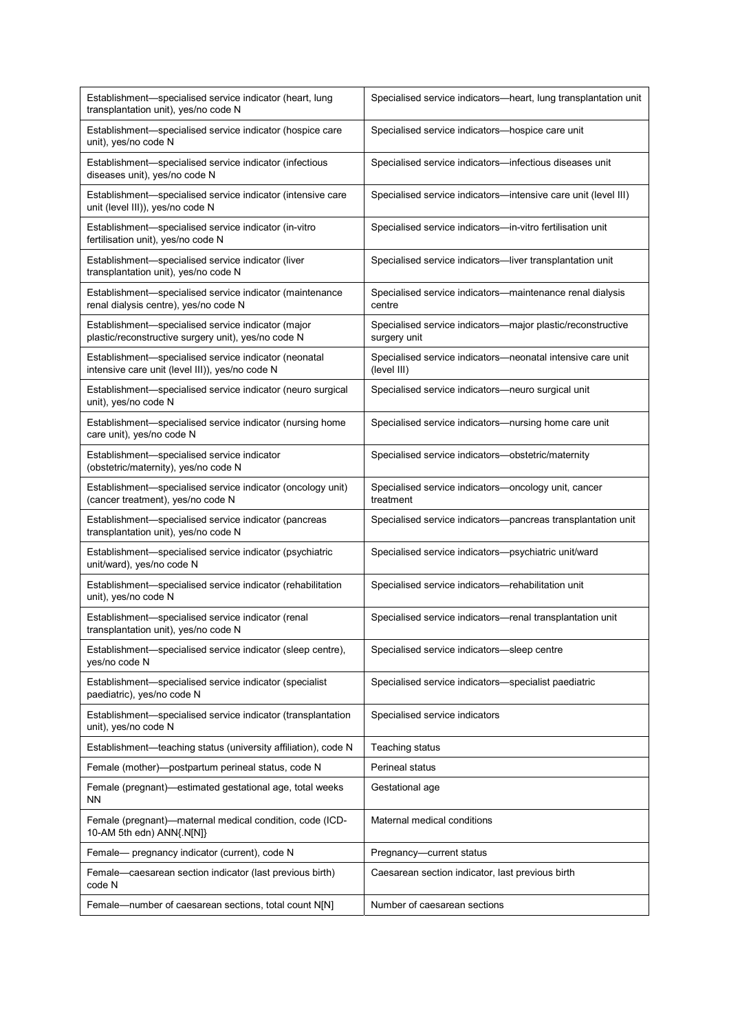| | |
|---|---|
| Establishment—specialised service indicator (heart, lung transplantation unit), yes/no code N | Specialised service indicators—heart, lung transplantation unit |
| Establishment—specialised service indicator (hospice care unit), yes/no code N | Specialised service indicators—hospice care unit |
| Establishment—specialised service indicator (infectious diseases unit), yes/no code N | Specialised service indicators—infectious diseases unit |
| Establishment—specialised service indicator (intensive care unit (level III)), yes/no code N | Specialised service indicators—intensive care unit (level III) |
| Establishment—specialised service indicator (in-vitro fertilisation unit), yes/no code N | Specialised service indicators—in-vitro fertilisation unit |
| Establishment—specialised service indicator (liver transplantation unit), yes/no code N | Specialised service indicators—liver transplantation unit |
| Establishment—specialised service indicator (maintenance renal dialysis centre), yes/no code N | Specialised service indicators—maintenance renal dialysis centre |
| Establishment—specialised service indicator (major plastic/reconstructive surgery unit), yes/no code N | Specialised service indicators—major plastic/reconstructive surgery unit |
| Establishment—specialised service indicator (neonatal intensive care unit (level III)), yes/no code N | Specialised service indicators—neonatal intensive care unit (level III) |
| Establishment—specialised service indicator (neuro surgical unit), yes/no code N | Specialised service indicators—neuro surgical unit |
| Establishment—specialised service indicator (nursing home care unit), yes/no code N | Specialised service indicators—nursing home care unit |
| Establishment—specialised service indicator (obstetric/maternity), yes/no code N | Specialised service indicators—obstetric/maternity |
| Establishment—specialised service indicator (oncology unit) (cancer treatment), yes/no code N | Specialised service indicators—oncology unit, cancer treatment |
| Establishment—specialised service indicator (pancreas transplantation unit), yes/no code N | Specialised service indicators—pancreas transplantation unit |
| Establishment—specialised service indicator (psychiatric unit/ward), yes/no code N | Specialised service indicators—psychiatric unit/ward |
| Establishment—specialised service indicator (rehabilitation unit), yes/no code N | Specialised service indicators—rehabilitation unit |
| Establishment—specialised service indicator (renal transplantation unit), yes/no code N | Specialised service indicators—renal transplantation unit |
| Establishment—specialised service indicator (sleep centre), yes/no code N | Specialised service indicators—sleep centre |
| Establishment—specialised service indicator (specialist paediatric), yes/no code N | Specialised service indicators—specialist paediatric |
| Establishment—specialised service indicator (transplantation unit), yes/no code N | Specialised service indicators |
| Establishment—teaching status (university affiliation), code N | Teaching status |
| Female (mother)—postpartum perineal status, code N | Perineal status |
| Female (pregnant)—estimated gestational age, total weeks NN | Gestational age |
| Female (pregnant)—maternal medical condition, code (ICD-10-AM 5th edn) ANN{.N[N]} | Maternal medical conditions |
| Female— pregnancy indicator (current), code N | Pregnancy—current status |
| Female—caesarean section indicator (last previous birth) code N | Caesarean section indicator, last previous birth |
| Female—number of caesarean sections, total count N[N] | Number of caesarean sections |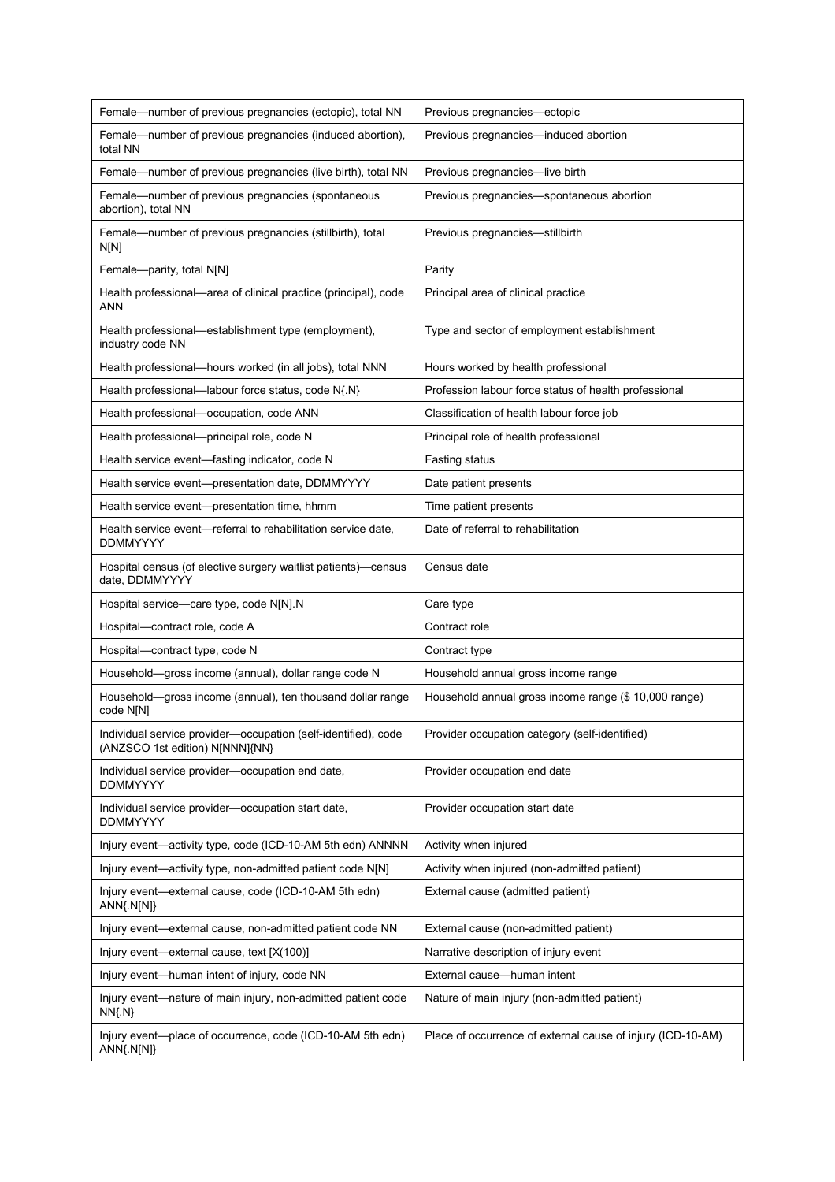| Female—number of previous pregnancies (ectopic), total NN | Previous pregnancies—ectopic |
|---|---|
| Female—number of previous pregnancies (induced abortion), total NN | Previous pregnancies—induced abortion |
| Female—number of previous pregnancies (live birth), total NN | Previous pregnancies—live birth |
| Female—number of previous pregnancies (spontaneous abortion), total NN | Previous pregnancies—spontaneous abortion |
| Female—number of previous pregnancies (stillbirth), total N[N] | Previous pregnancies—stillbirth |
| Female—parity, total N[N] | Parity |
| Health professional—area of clinical practice (principal), code ANN | Principal area of clinical practice |
| Health professional—establishment type (employment), industry code NN | Type and sector of employment establishment |
| Health professional—hours worked (in all jobs), total NNN | Hours worked by health professional |
| Health professional—labour force status, code N{.N} | Profession labour force status of health professional |
| Health professional—occupation, code ANN | Classification of health labour force job |
| Health professional—principal role, code N | Principal role of health professional |
| Health service event—fasting indicator, code N | Fasting status |
| Health service event—presentation date, DDMMYYYY | Date patient presents |
| Health service event—presentation time, hhmm | Time patient presents |
| Health service event—referral to rehabilitation service date, DDMMYYYY | Date of referral to rehabilitation |
| Hospital census (of elective surgery waitlist patients)—census date, DDMMYYYY | Census date |
| Hospital service—care type, code N[N].N | Care type |
| Hospital—contract role, code A | Contract role |
| Hospital—contract type, code N | Contract type |
| Household—gross income (annual), dollar range code N | Household annual gross income range |
| Household—gross income (annual), ten thousand dollar range code N[N] | Household annual gross income range ($ 10,000 range) |
| Individual service provider—occupation (self-identified), code (ANZSCO 1st edition) N[NNN]{NN} | Provider occupation category (self-identified) |
| Individual service provider—occupation end date, DDMMYYYY | Provider occupation end date |
| Individual service provider—occupation start date, DDMMYYYY | Provider occupation start date |
| Injury event—activity type, code (ICD-10-AM 5th edn) ANNNN | Activity when injured |
| Injury event—activity type, non-admitted patient code N[N] | Activity when injured (non-admitted patient) |
| Injury event—external cause, code (ICD-10-AM 5th edn) ANN{.N[N]} | External cause (admitted patient) |
| Injury event—external cause, non-admitted patient code NN | External cause (non-admitted patient) |
| Injury event—external cause, text [X(100)] | Narrative description of injury event |
| Injury event—human intent of injury, code NN | External cause—human intent |
| Injury event—nature of main injury, non-admitted patient code NN{.N} | Nature of main injury (non-admitted patient) |
| Injury event—place of occurrence, code (ICD-10-AM 5th edn) ANN{.N[N]} | Place of occurrence of external cause of injury (ICD-10-AM) |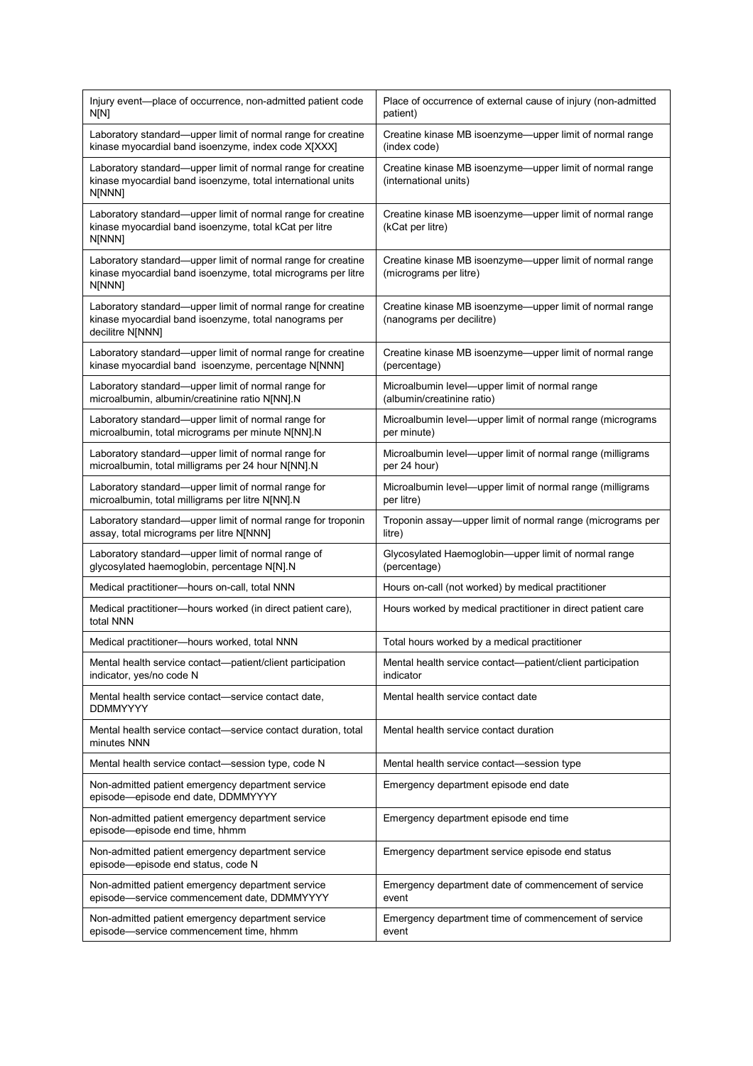| | |
|---|---|
| Injury event—place of occurrence, non-admitted patient code N[N] | Place of occurrence of external cause of injury (non-admitted patient) |
| Laboratory standard—upper limit of normal range for creatine kinase myocardial band isoenzyme, index code X[XXX] | Creatine kinase MB isoenzyme—upper limit of normal range (index code) |
| Laboratory standard—upper limit of normal range for creatine kinase myocardial band isoenzyme, total international units N[NNN] | Creatine kinase MB isoenzyme—upper limit of normal range (international units) |
| Laboratory standard—upper limit of normal range for creatine kinase myocardial band isoenzyme, total kCat per litre N[NNN] | Creatine kinase MB isoenzyme—upper limit of normal range (kCat per litre) |
| Laboratory standard—upper limit of normal range for creatine kinase myocardial band isoenzyme, total micrograms per litre N[NNN] | Creatine kinase MB isoenzyme—upper limit of normal range (micrograms per litre) |
| Laboratory standard—upper limit of normal range for creatine kinase myocardial band isoenzyme, total nanograms per decilitre N[NNN] | Creatine kinase MB isoenzyme—upper limit of normal range (nanograms per decilitre) |
| Laboratory standard—upper limit of normal range for creatine kinase myocardial band isoenzyme, percentage N[NNN] | Creatine kinase MB isoenzyme—upper limit of normal range (percentage) |
| Laboratory standard—upper limit of normal range for microalbumin, albumin/creatinine ratio N[NN].N | Microalbumin level—upper limit of normal range (albumin/creatinine ratio) |
| Laboratory standard—upper limit of normal range for microalbumin, total micrograms per minute N[NN].N | Microalbumin level—upper limit of normal range (micrograms per minute) |
| Laboratory standard—upper limit of normal range for microalbumin, total milligrams per 24 hour N[NN].N | Microalbumin level—upper limit of normal range (milligrams per 24 hour) |
| Laboratory standard—upper limit of normal range for microalbumin, total milligrams per litre N[NN].N | Microalbumin level—upper limit of normal range (milligrams per litre) |
| Laboratory standard—upper limit of normal range for troponin assay, total micrograms per litre N[NNN] | Troponin assay—upper limit of normal range (micrograms per litre) |
| Laboratory standard—upper limit of normal range of glycosylated haemoglobin, percentage N[N].N | Glycosylated Haemoglobin—upper limit of normal range (percentage) |
| Medical practitioner—hours on-call, total NNN | Hours on-call (not worked) by medical practitioner |
| Medical practitioner—hours worked (in direct patient care), total NNN | Hours worked by medical practitioner in direct patient care |
| Medical practitioner—hours worked, total NNN | Total hours worked by a medical practitioner |
| Mental health service contact—patient/client participation indicator, yes/no code N | Mental health service contact—patient/client participation indicator |
| Mental health service contact—service contact date, DDMMYYYY | Mental health service contact date |
| Mental health service contact—service contact duration, total minutes NNN | Mental health service contact duration |
| Mental health service contact—session type, code N | Mental health service contact—session type |
| Non-admitted patient emergency department service episode—episode end date, DDMMYYYY | Emergency department episode end date |
| Non-admitted patient emergency department service episode—episode end time, hhmm | Emergency department episode end time |
| Non-admitted patient emergency department service episode—episode end status, code N | Emergency department service episode end status |
| Non-admitted patient emergency department service episode—service commencement date, DDMMYYYY | Emergency department date of commencement of service event |
| Non-admitted patient emergency department service episode—service commencement time, hhmm | Emergency department time of commencement of service event |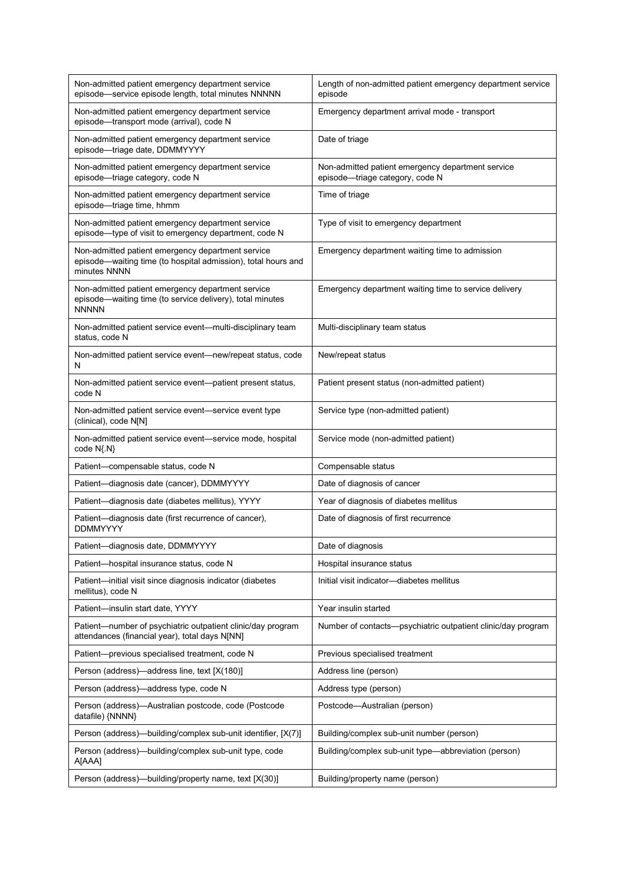| Non-admitted patient emergency department service episode—service episode length, total minutes NNNNN | Length of non-admitted patient emergency department service episode |
|---|---|
| Non-admitted patient emergency department service episode—transport mode (arrival), code N | Emergency department arrival mode - transport |
| Non-admitted patient emergency department service episode—triage date, DDMMYYYY | Date of triage |
| Non-admitted patient emergency department service episode—triage category, code N | Non-admitted patient emergency department service episode—triage category, code N |
| Non-admitted patient emergency department service episode—triage time, hhmm | Time of triage |
| Non-admitted patient emergency department service episode—type of visit to emergency department, code N | Type of visit to emergency department |
| Non-admitted patient emergency department service episode—waiting time (to hospital admission), total hours and minutes NNNN | Emergency department waiting time to admission |
| Non-admitted patient emergency department service episode—waiting time (to service delivery), total minutes NNNNN | Emergency department waiting time to service delivery |
| Non-admitted patient service event—multi-disciplinary team status, code N | Multi-disciplinary team status |
| Non-admitted patient service event—new/repeat status, code N | New/repeat status |
| Non-admitted patient service event—patient present status, code N | Patient present status (non-admitted patient) |
| Non-admitted patient service event—service event type (clinical), code N[N] | Service type (non-admitted patient) |
| Non-admitted patient service event—service mode, hospital code N{.N} | Service mode (non-admitted patient) |
| Patient—compensable status, code N | Compensable status |
| Patient—diagnosis date (cancer), DDMMYYYY | Date of diagnosis of cancer |
| Patient—diagnosis date (diabetes mellitus), YYYY | Year of diagnosis of diabetes mellitus |
| Patient—diagnosis date (first recurrence of cancer), DDMMYYYY | Date of diagnosis of first recurrence |
| Patient—diagnosis date, DDMMYYYY | Date of diagnosis |
| Patient—hospital insurance status, code N | Hospital insurance status |
| Patient—initial visit since diagnosis indicator (diabetes mellitus), code N | Initial visit indicator—diabetes mellitus |
| Patient—insulin start date, YYYY | Year insulin started |
| Patient—number of psychiatric outpatient clinic/day program attendances (financial year), total days N[NN] | Number of contacts—psychiatric outpatient clinic/day program |
| Patient—previous specialised treatment, code N | Previous specialised treatment |
| Person (address)—address line, text [X(180)] | Address line (person) |
| Person (address)—address type, code N | Address type (person) |
| Person (address)—Australian postcode, code (Postcode datafile) {NNNN} | Postcode—Australian (person) |
| Person (address)—building/complex sub-unit identifier, [X(7)] | Building/complex sub-unit number (person) |
| Person (address)—building/complex sub-unit type, code A[AAA] | Building/complex sub-unit type—abbreviation (person) |
| Person (address)—building/property name, text [X(30)] | Building/property name (person) |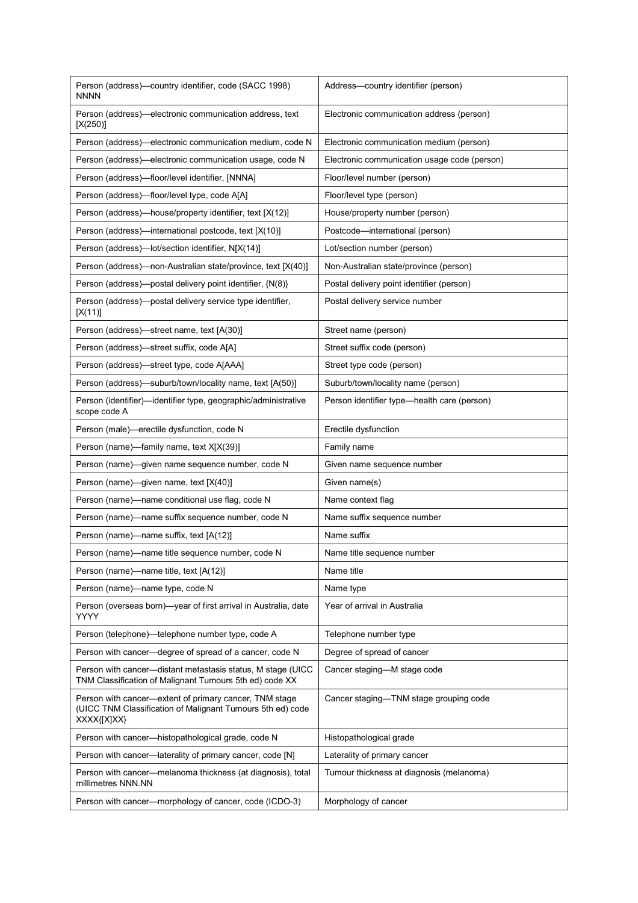| | |
|---|---|
| Person (address)—country identifier, code (SACC 1998) NNNN | Address—country identifier (person) |
| Person (address)—electronic communication address, text [X(250)] | Electronic communication address (person) |
| Person (address)—electronic communication medium, code N | Electronic communication medium (person) |
| Person (address)—electronic communication usage, code N | Electronic communication usage code (person) |
| Person (address)—floor/level identifier, [NNNA] | Floor/level number (person) |
| Person (address)—floor/level type, code A[A] | Floor/level type (person) |
| Person (address)—house/property identifier, text [X(12)] | House/property number (person) |
| Person (address)—international postcode, text [X(10)] | Postcode—international (person) |
| Person (address)—lot/section identifier, N[X(14)] | Lot/section number (person) |
| Person (address)—non-Australian state/province, text [X(40)] | Non-Australian state/province (person) |
| Person (address)—postal delivery point identifier, {N(8)} | Postal delivery point identifier (person) |
| Person (address)—postal delivery service type identifier, [X(11)] | Postal delivery service number |
| Person (address)—street name, text [A(30)] | Street name (person) |
| Person (address)—street suffix, code A[A] | Street suffix code (person) |
| Person (address)—street type, code A[AAA] | Street type code (person) |
| Person (address)—suburb/town/locality name, text [A(50)] | Suburb/town/locality name (person) |
| Person (identifier)—identifier type, geographic/administrative scope code A | Person identifier type—health care (person) |
| Person (male)—erectile dysfunction, code N | Erectile dysfunction |
| Person (name)—family name, text X[X(39)] | Family name |
| Person (name)—given name sequence number, code N | Given name sequence number |
| Person (name)—given name, text [X(40)] | Given name(s) |
| Person (name)—name conditional use flag, code N | Name context flag |
| Person (name)—name suffix sequence number, code N | Name suffix sequence number |
| Person (name)—name suffix, text [A(12)] | Name suffix |
| Person (name)—name title sequence number, code N | Name title sequence number |
| Person (name)—name title, text [A(12)] | Name title |
| Person (name)—name type, code N | Name type |
| Person (overseas born)—year of first arrival in Australia, date YYYY | Year of arrival in Australia |
| Person (telephone)—telephone number type, code A | Telephone number type |
| Person with cancer—degree of spread of a cancer, code N | Degree of spread of cancer |
| Person with cancer—distant metastasis status, M stage (UICC TNM Classification of Malignant Tumours 5th ed) code XX | Cancer staging—M stage code |
| Person with cancer—extent of primary cancer, TNM stage (UICC TNM Classification of Malignant Tumours 5th ed) code XXXX{[X]XX} | Cancer staging—TNM stage grouping code |
| Person with cancer—histopathological grade, code N | Histopathological grade |
| Person with cancer—laterality of primary cancer, code [N] | Laterality of primary cancer |
| Person with cancer—melanoma thickness (at diagnosis), total millimetres NNN.NN | Tumour thickness at diagnosis (melanoma) |
| Person with cancer—morphology of cancer, code (ICDO-3) | Morphology of cancer |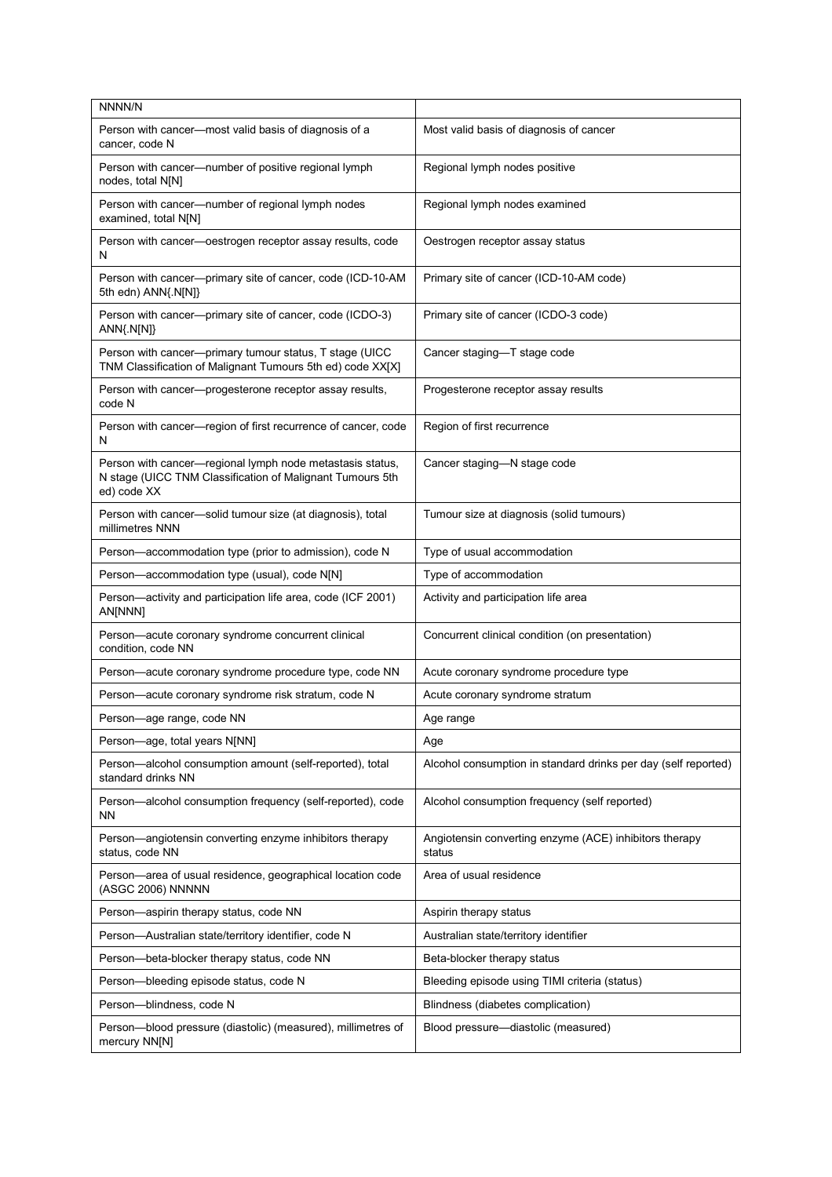| NNNN/N | |
|---|---|
| Person with cancer—most valid basis of diagnosis of a cancer, code N | Most valid basis of diagnosis of cancer |
| Person with cancer—number of positive regional lymph nodes, total N[N] | Regional lymph nodes positive |
| Person with cancer—number of regional lymph nodes examined, total N[N] | Regional lymph nodes examined |
| Person with cancer—oestrogen receptor assay results, code N | Oestrogen receptor assay status |
| Person with cancer—primary site of cancer, code (ICD-10-AM 5th edn) ANN{.N[N]} | Primary site of cancer (ICD-10-AM code) |
| Person with cancer—primary site of cancer, code (ICDO-3) ANN{.N[N]} | Primary site of cancer (ICDO-3 code) |
| Person with cancer—primary tumour status, T stage (UICC TNM Classification of Malignant Tumours 5th ed) code XX[X] | Cancer staging—T stage code |
| Person with cancer—progesterone receptor assay results, code N | Progesterone receptor assay results |
| Person with cancer—region of first recurrence of cancer, code N | Region of first recurrence |
| Person with cancer—regional lymph node metastasis status, N stage (UICC TNM Classification of Malignant Tumours 5th ed) code XX | Cancer staging—N stage code |
| Person with cancer—solid tumour size (at diagnosis), total millimetres NNN | Tumour size at diagnosis (solid tumours) |
| Person—accommodation type (prior to admission), code N | Type of usual accommodation |
| Person—accommodation type (usual), code N[N] | Type of accommodation |
| Person—activity and participation life area, code (ICF 2001) AN[NNN] | Activity and participation life area |
| Person—acute coronary syndrome concurrent clinical condition, code NN | Concurrent clinical condition (on presentation) |
| Person—acute coronary syndrome procedure type, code NN | Acute coronary syndrome procedure type |
| Person—acute coronary syndrome risk stratum, code N | Acute coronary syndrome stratum |
| Person—age range, code NN | Age range |
| Person—age, total years N[NN] | Age |
| Person—alcohol consumption amount (self-reported), total standard drinks NN | Alcohol consumption in standard drinks per day (self reported) |
| Person—alcohol consumption frequency (self-reported), code NN | Alcohol consumption frequency (self reported) |
| Person—angiotensin converting enzyme inhibitors therapy status, code NN | Angiotensin converting enzyme (ACE) inhibitors therapy status |
| Person—area of usual residence, geographical location code (ASGC 2006) NNNNN | Area of usual residence |
| Person—aspirin therapy status, code NN | Aspirin therapy status |
| Person—Australian state/territory identifier, code N | Australian state/territory identifier |
| Person—beta-blocker therapy status, code NN | Beta-blocker therapy status |
| Person—bleeding episode status, code N | Bleeding episode using TIMI criteria (status) |
| Person—blindness, code N | Blindness (diabetes complication) |
| Person—blood pressure (diastolic) (measured), millimetres of mercury NN[N] | Blood pressure—diastolic (measured) |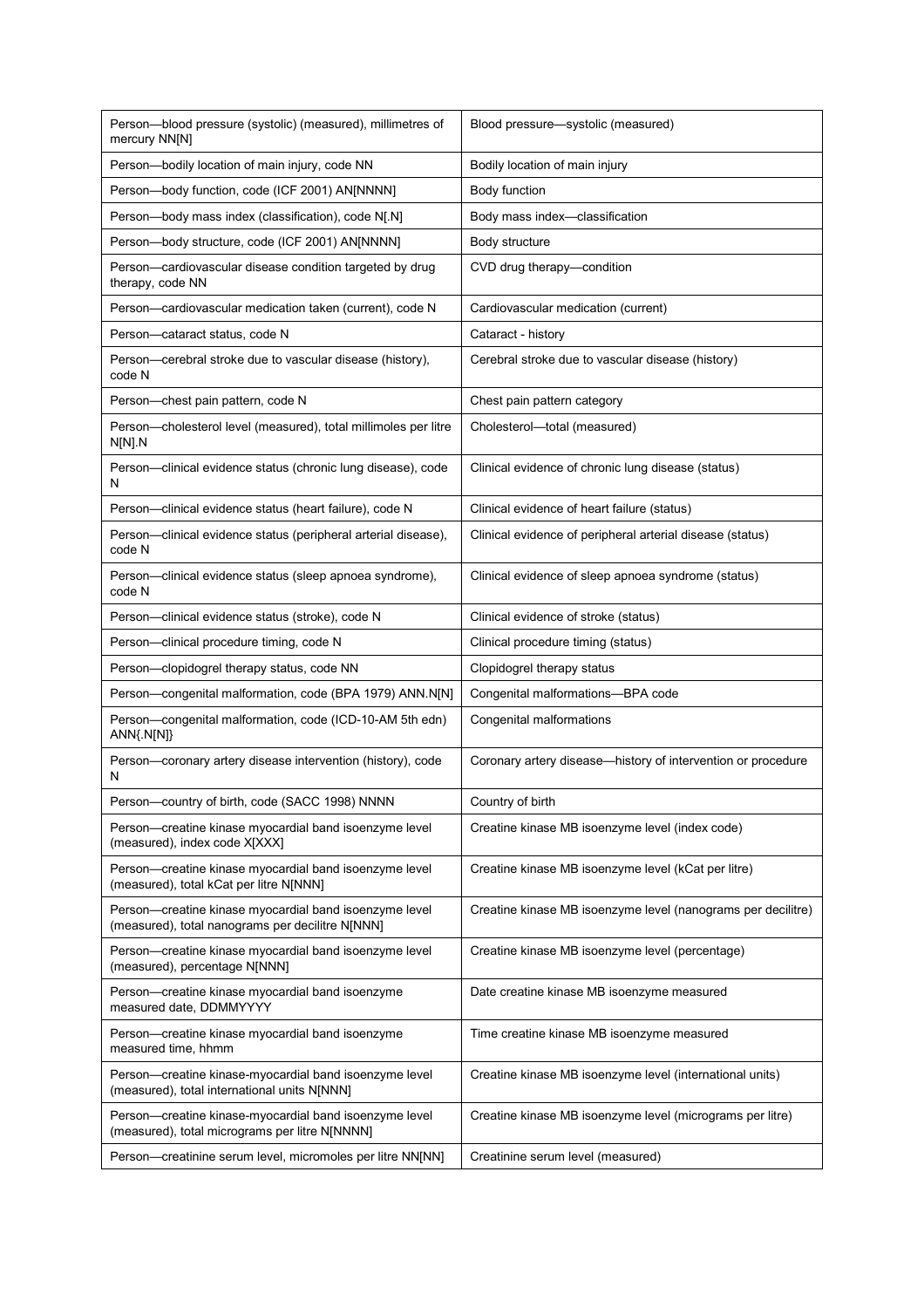| | |
|---|---|
| Person—blood pressure (systolic) (measured), millimetres of mercury NN[N] | Blood pressure—systolic (measured) |
| Person—bodily location of main injury, code NN | Bodily location of main injury |
| Person—body function, code (ICF 2001) AN[NNNN] | Body function |
| Person—body mass index (classification), code N[.N] | Body mass index—classification |
| Person—body structure, code (ICF 2001) AN[NNNN] | Body structure |
| Person—cardiovascular disease condition targeted by drug therapy, code NN | CVD drug therapy—condition |
| Person—cardiovascular medication taken (current), code N | Cardiovascular medication (current) |
| Person—cataract status, code N | Cataract - history |
| Person—cerebral stroke due to vascular disease (history), code N | Cerebral stroke due to vascular disease (history) |
| Person—chest pain pattern, code N | Chest pain pattern category |
| Person—cholesterol level (measured), total millimoles per litre N[N].N | Cholesterol—total (measured) |
| Person—clinical evidence status (chronic lung disease), code N | Clinical evidence of chronic lung disease (status) |
| Person—clinical evidence status (heart failure), code N | Clinical evidence of heart failure (status) |
| Person—clinical evidence status (peripheral arterial disease), code N | Clinical evidence of peripheral arterial disease (status) |
| Person—clinical evidence status (sleep apnoea syndrome), code N | Clinical evidence of sleep apnoea syndrome (status) |
| Person—clinical evidence status (stroke), code N | Clinical evidence of stroke (status) |
| Person—clinical procedure timing, code N | Clinical procedure timing (status) |
| Person—clopidogrel therapy status, code NN | Clopidogrel therapy status |
| Person—congenital malformation, code (BPA 1979) ANN.N[N] | Congenital malformations—BPA code |
| Person—congenital malformation, code (ICD-10-AM 5th edn) ANN{.N[N]} | Congenital malformations |
| Person—coronary artery disease intervention (history), code N | Coronary artery disease—history of intervention or procedure |
| Person—country of birth, code (SACC 1998) NNNN | Country of birth |
| Person—creatine kinase myocardial band isoenzyme level (measured), index code X[XXX] | Creatine kinase MB isoenzyme level (index code) |
| Person—creatine kinase myocardial band isoenzyme level (measured), total kCat per litre N[NNN] | Creatine kinase MB isoenzyme level (kCat per litre) |
| Person—creatine kinase myocardial band isoenzyme level (measured), total nanograms per decilitre N[NNN] | Creatine kinase MB isoenzyme level (nanograms per decilitre) |
| Person—creatine kinase myocardial band isoenzyme level (measured), percentage N[NNN] | Creatine kinase MB isoenzyme level (percentage) |
| Person—creatine kinase myocardial band isoenzyme measured date, DDMMYYYY | Date creatine kinase MB isoenzyme measured |
| Person—creatine kinase myocardial band isoenzyme measured time, hhmm | Time creatine kinase MB isoenzyme measured |
| Person—creatine kinase-myocardial band isoenzyme level (measured), total international units N[NNN] | Creatine kinase MB isoenzyme level (international units) |
| Person—creatine kinase-myocardial band isoenzyme level (measured), total micrograms per litre N[NNNN] | Creatine kinase MB isoenzyme level (micrograms per litre) |
| Person—creatinine serum level, micromoles per litre NN[NN] | Creatinine serum level (measured) |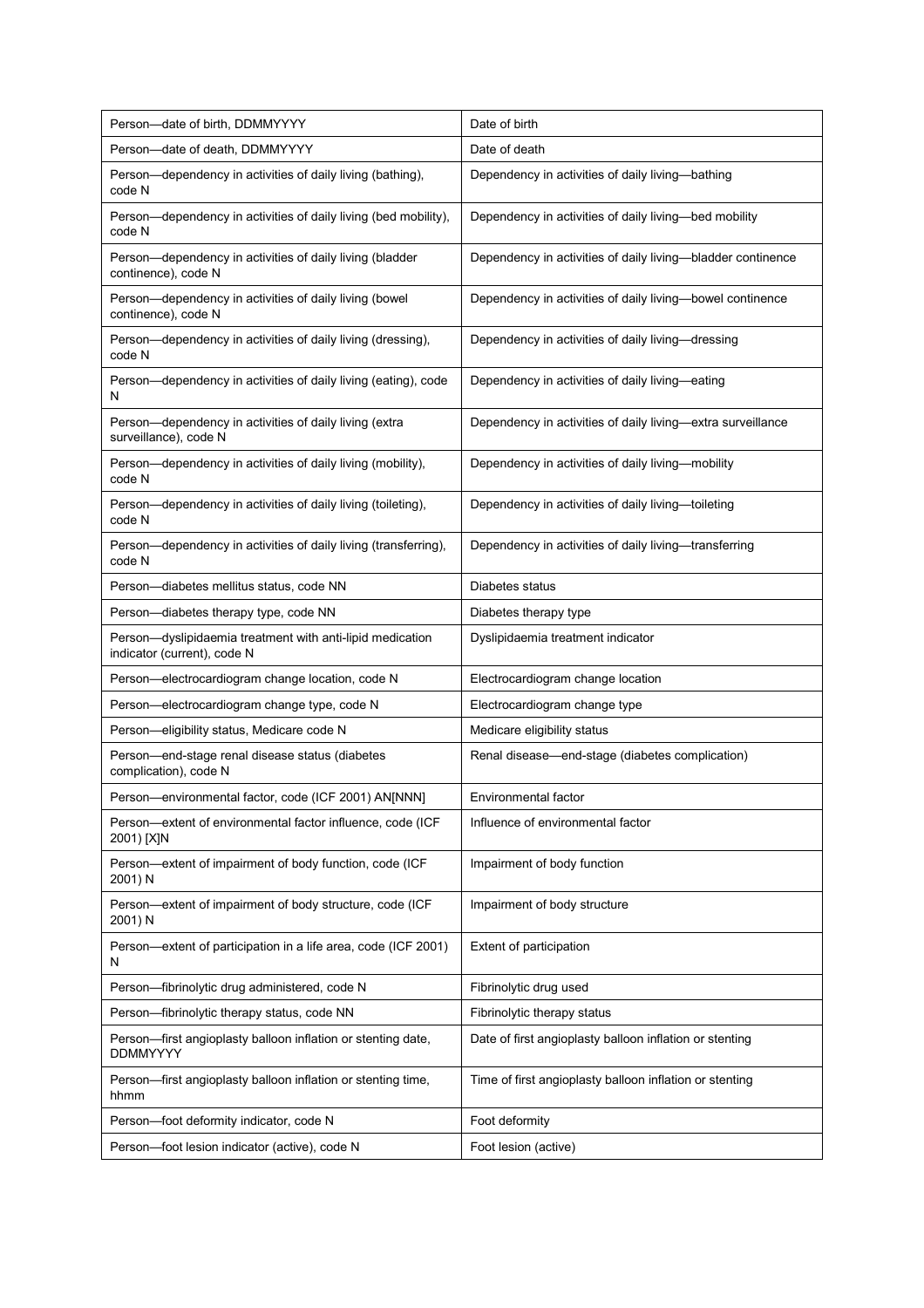| Person—date of birth, DDMMYYYY | Date of birth |
|---|---|
| Person—date of death, DDMMYYYY | Date of death |
| Person—dependency in activities of daily living (bathing), code N | Dependency in activities of daily living—bathing |
| Person—dependency in activities of daily living (bed mobility), code N | Dependency in activities of daily living—bed mobility |
| Person—dependency in activities of daily living (bladder continence), code N | Dependency in activities of daily living—bladder continence |
| Person—dependency in activities of daily living (bowel continence), code N | Dependency in activities of daily living—bowel continence |
| Person—dependency in activities of daily living (dressing), code N | Dependency in activities of daily living—dressing |
| Person—dependency in activities of daily living (eating), code N | Dependency in activities of daily living—eating |
| Person—dependency in activities of daily living (extra surveillance), code N | Dependency in activities of daily living—extra surveillance |
| Person—dependency in activities of daily living (mobility), code N | Dependency in activities of daily living—mobility |
| Person—dependency in activities of daily living (toileting), code N | Dependency in activities of daily living—toileting |
| Person—dependency in activities of daily living (transferring), code N | Dependency in activities of daily living—transferring |
| Person—diabetes mellitus status, code NN | Diabetes status |
| Person—diabetes therapy type, code NN | Diabetes therapy type |
| Person—dyslipidaemia treatment with anti-lipid medication indicator (current), code N | Dyslipidaemia treatment indicator |
| Person—electrocardiogram change location, code N | Electrocardiogram change location |
| Person—electrocardiogram change type, code N | Electrocardiogram change type |
| Person—eligibility status, Medicare code N | Medicare eligibility status |
| Person—end-stage renal disease status (diabetes complication), code N | Renal disease—end-stage (diabetes complication) |
| Person—environmental factor, code (ICF 2001) AN[NNN] | Environmental factor |
| Person—extent of environmental factor influence, code (ICF 2001) [X]N | Influence of environmental factor |
| Person—extent of impairment of body function, code (ICF 2001) N | Impairment of body function |
| Person—extent of impairment of body structure, code (ICF 2001) N | Impairment of body structure |
| Person—extent of participation in a life area, code (ICF 2001) N | Extent of participation |
| Person—fibrinolytic drug administered, code N | Fibrinolytic drug used |
| Person—fibrinolytic therapy status, code NN | Fibrinolytic therapy status |
| Person—first angioplasty balloon inflation or stenting date, DDMMYYYY | Date of first angioplasty balloon inflation or stenting |
| Person—first angioplasty balloon inflation or stenting time, hhmm | Time of first angioplasty balloon inflation or stenting |
| Person—foot deformity indicator, code N | Foot deformity |
| Person—foot lesion indicator (active), code N | Foot lesion (active) |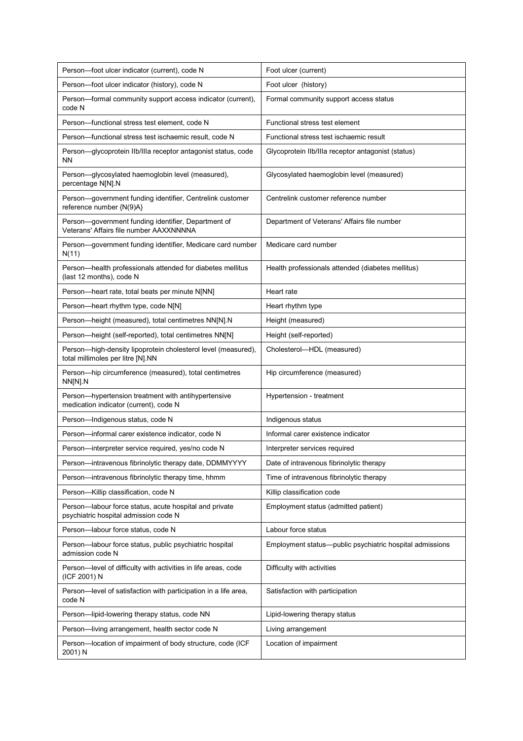| Person—foot ulcer indicator (current), code N | Foot ulcer (current) |
|---|---|
| Person—foot ulcer indicator (history), code N | Foot ulcer (history) |
| Person—formal community support access indicator (current), code N | Formal community support access status |
| Person—functional stress test element, code N | Functional stress test element |
| Person—functional stress test ischaemic result, code N | Functional stress test ischaemic result |
| Person—glycoprotein IIb/IIIa receptor antagonist status, code NN | Glycoprotein IIb/IIIa receptor antagonist (status) |
| Person—glycosylated haemoglobin level (measured), percentage N[N].N | Glycosylated haemoglobin level (measured) |
| Person—government funding identifier, Centrelink customer reference number {N(9)A} | Centrelink customer reference number |
| Person—government funding identifier, Department of Veterans' Affairs file number AAXXNNNNA | Department of Veterans' Affairs file number |
| Person—government funding identifier, Medicare card number N(11) | Medicare card number |
| Person—health professionals attended for diabetes mellitus (last 12 months), code N | Health professionals attended (diabetes mellitus) |
| Person—heart rate, total beats per minute N[NN] | Heart rate |
| Person—heart rhythm type, code N[N] | Heart rhythm type |
| Person—height (measured), total centimetres NN[N].N | Height (measured) |
| Person—height (self-reported), total centimetres NN[N] | Height (self-reported) |
| Person—high-density lipoprotein cholesterol level (measured), total millimoles per litre [N].NN | Cholesterol—HDL (measured) |
| Person—hip circumference (measured), total centimetres NN[N].N | Hip circumference (measured) |
| Person—hypertension treatment with antihypertensive medication indicator (current), code N | Hypertension - treatment |
| Person—Indigenous status, code N | Indigenous status |
| Person—informal carer existence indicator, code N | Informal carer existence indicator |
| Person—interpreter service required, yes/no code N | Interpreter services required |
| Person—intravenous fibrinolytic therapy date, DDMMYYYY | Date of intravenous fibrinolytic therapy |
| Person—intravenous fibrinolytic therapy time, hhmm | Time of intravenous fibrinolytic therapy |
| Person—Killip classification, code N | Killip classification code |
| Person—labour force status, acute hospital and private psychiatric hospital admission code N | Employment status (admitted patient) |
| Person—labour force status, code N | Labour force status |
| Person—labour force status, public psychiatric hospital admission code N | Employment status—public psychiatric hospital admissions |
| Person—level of difficulty with activities in life areas, code (ICF 2001) N | Difficulty with activities |
| Person—level of satisfaction with participation in a life area, code N | Satisfaction with participation |
| Person—lipid-lowering therapy status, code NN | Lipid-lowering therapy status |
| Person—living arrangement, health sector code N | Living arrangement |
| Person—location of impairment of body structure, code (ICF 2001) N | Location of impairment |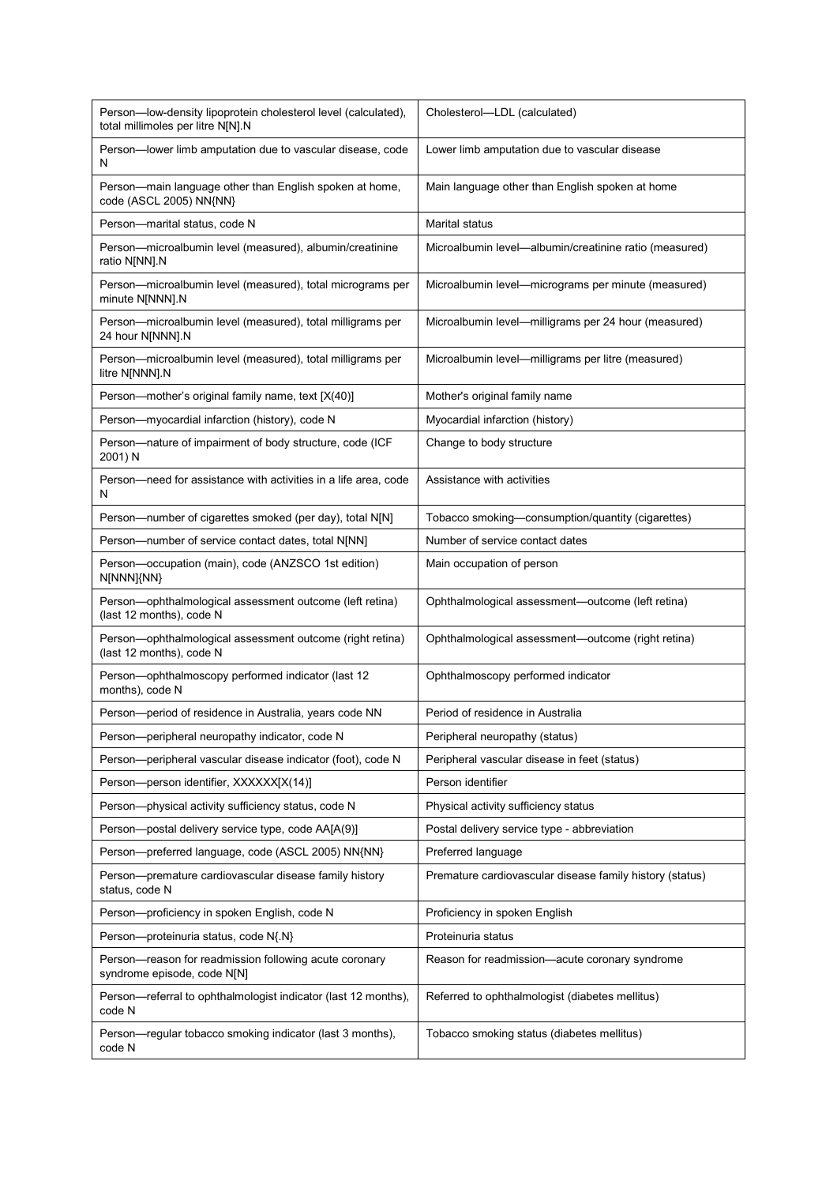| | |
|---|---|
| Person—low-density lipoprotein cholesterol level (calculated), total millimoles per litre N[N].N | Cholesterol—LDL (calculated) |
| Person—lower limb amputation due to vascular disease, code N | Lower limb amputation due to vascular disease |
| Person—main language other than English spoken at home, code (ASCL 2005) NN{NN} | Main language other than English spoken at home |
| Person—marital status, code N | Marital status |
| Person—microalbumin level (measured), albumin/creatinine ratio N[NN].N | Microalbumin level—albumin/creatinine ratio (measured) |
| Person—microalbumin level (measured), total micrograms per minute N[NNN].N | Microalbumin level—micrograms per minute (measured) |
| Person—microalbumin level (measured), total milligrams per 24 hour N[NNN].N | Microalbumin level—milligrams per 24 hour (measured) |
| Person—microalbumin level (measured), total milligrams per litre N[NNN].N | Microalbumin level—milligrams per litre (measured) |
| Person—mother's original family name, text [X(40)] | Mother's original family name |
| Person—myocardial infarction (history), code N | Myocardial infarction (history) |
| Person—nature of impairment of body structure, code (ICF 2001) N | Change to body structure |
| Person—need for assistance with activities in a life area, code N | Assistance with activities |
| Person—number of cigarettes smoked (per day), total N[N] | Tobacco smoking—consumption/quantity (cigarettes) |
| Person—number of service contact dates, total N[NN] | Number of service contact dates |
| Person—occupation (main), code (ANZSCO 1st edition) N[NNN]{NN} | Main occupation of person |
| Person—ophthalmological assessment outcome (left retina) (last 12 months), code N | Ophthalmological assessment—outcome (left retina) |
| Person—ophthalmological assessment outcome (right retina) (last 12 months), code N | Ophthalmological assessment—outcome (right retina) |
| Person—ophthalmoscopy performed indicator (last 12 months), code N | Ophthalmoscopy performed indicator |
| Person—period of residence in Australia, years code NN | Period of residence in Australia |
| Person—peripheral neuropathy indicator, code N | Peripheral neuropathy (status) |
| Person—peripheral vascular disease indicator (foot), code N | Peripheral vascular disease in feet (status) |
| Person—person identifier, XXXXXX[X(14)] | Person identifier |
| Person—physical activity sufficiency status, code N | Physical activity sufficiency status |
| Person—postal delivery service type, code AA[A(9)] | Postal delivery service type - abbreviation |
| Person—preferred language, code (ASCL 2005) NN{NN} | Preferred language |
| Person—premature cardiovascular disease family history status, code N | Premature cardiovascular disease family history (status) |
| Person—proficiency in spoken English, code N | Proficiency in spoken English |
| Person—proteinuria status, code N{.N} | Proteinuria status |
| Person—reason for readmission following acute coronary syndrome episode, code N[N] | Reason for readmission—acute coronary syndrome |
| Person—referral to ophthalmologist indicator (last 12 months), code N | Referred to ophthalmologist (diabetes mellitus) |
| Person—regular tobacco smoking indicator (last 3 months), code N | Tobacco smoking status (diabetes mellitus) |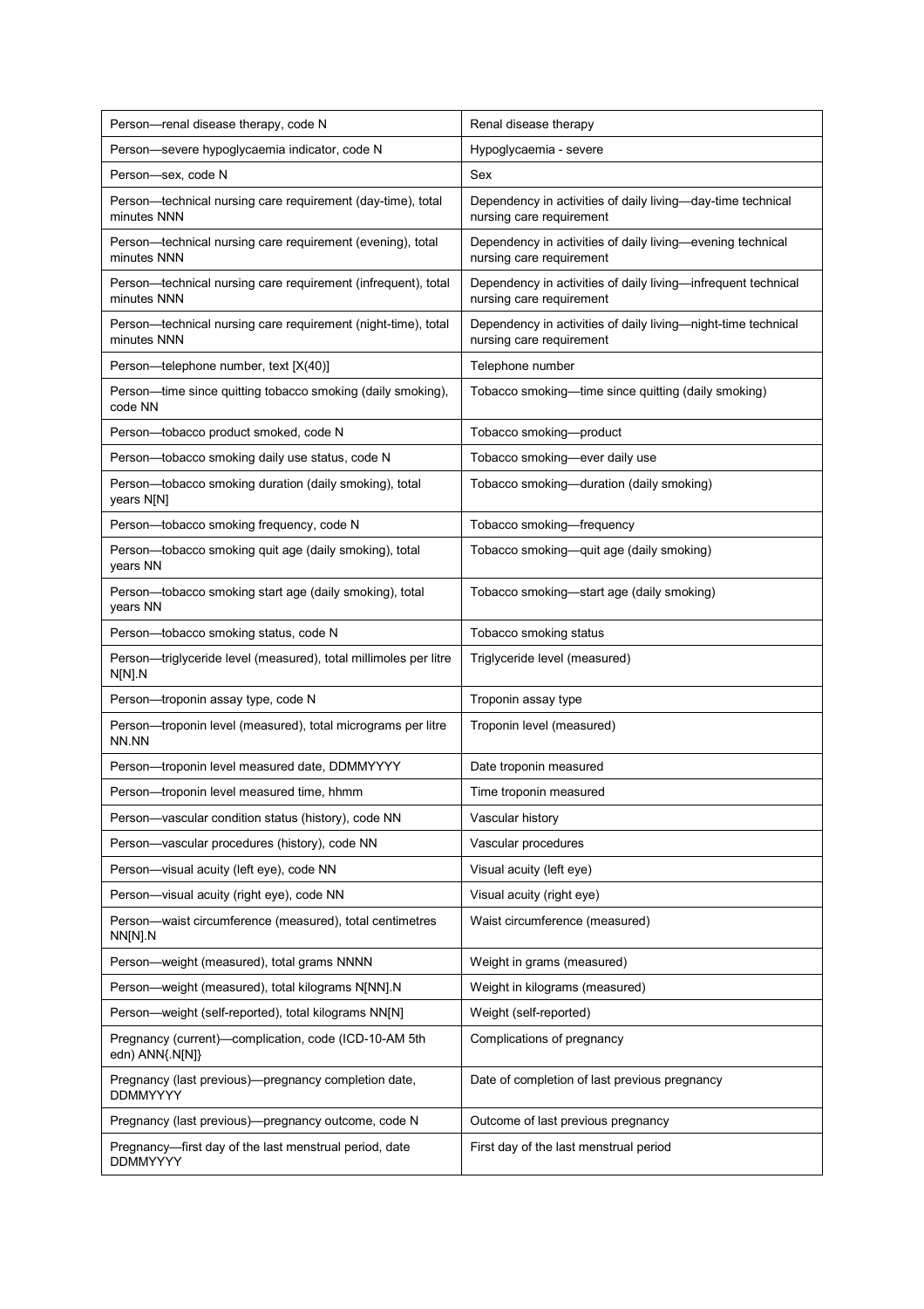| Person—renal disease therapy, code N | Renal disease therapy |
|---|---|
| Person—severe hypoglycaemia indicator, code N | Hypoglycaemia - severe |
| Person—sex, code N | Sex |
| Person—technical nursing care requirement (day-time), total minutes NNN | Dependency in activities of daily living—day-time technical nursing care requirement |
| Person—technical nursing care requirement (evening), total minutes NNN | Dependency in activities of daily living—evening technical nursing care requirement |
| Person—technical nursing care requirement (infrequent), total minutes NNN | Dependency in activities of daily living—infrequent technical nursing care requirement |
| Person—technical nursing care requirement (night-time), total minutes NNN | Dependency in activities of daily living—night-time technical nursing care requirement |
| Person—telephone number, text [X(40)] | Telephone number |
| Person—time since quitting tobacco smoking (daily smoking), code NN | Tobacco smoking—time since quitting (daily smoking) |
| Person—tobacco product smoked, code N | Tobacco smoking—product |
| Person—tobacco smoking daily use status, code N | Tobacco smoking—ever daily use |
| Person—tobacco smoking duration (daily smoking), total years N[N] | Tobacco smoking—duration (daily smoking) |
| Person—tobacco smoking frequency, code N | Tobacco smoking—frequency |
| Person—tobacco smoking quit age (daily smoking), total years NN | Tobacco smoking—quit age (daily smoking) |
| Person—tobacco smoking start age (daily smoking), total years NN | Tobacco smoking—start age (daily smoking) |
| Person—tobacco smoking status, code N | Tobacco smoking status |
| Person—triglyceride level (measured), total millimoles per litre N[N].N | Triglyceride level (measured) |
| Person—troponin assay type, code N | Troponin assay type |
| Person—troponin level (measured), total micrograms per litre NN.NN | Troponin level (measured) |
| Person—troponin level measured date, DDMMYYYY | Date troponin measured |
| Person—troponin level measured time, hhmm | Time troponin measured |
| Person—vascular condition status (history), code NN | Vascular history |
| Person—vascular procedures (history), code NN | Vascular procedures |
| Person—visual acuity (left eye), code NN | Visual acuity (left eye) |
| Person—visual acuity (right eye), code NN | Visual acuity (right eye) |
| Person—waist circumference (measured), total centimetres NN[N].N | Waist circumference (measured) |
| Person—weight (measured), total grams NNNN | Weight in grams (measured) |
| Person—weight (measured), total kilograms N[NN].N | Weight in kilograms (measured) |
| Person—weight (self-reported), total kilograms NN[N] | Weight (self-reported) |
| Pregnancy (current)—complication, code (ICD-10-AM 5th edn) ANN{.N[N]} | Complications of pregnancy |
| Pregnancy (last previous)—pregnancy completion date, DDMMYYYY | Date of completion of last previous pregnancy |
| Pregnancy (last previous)—pregnancy outcome, code N | Outcome of last previous pregnancy |
| Pregnancy—first day of the last menstrual period, date DDMMYYYY | First day of the last menstrual period |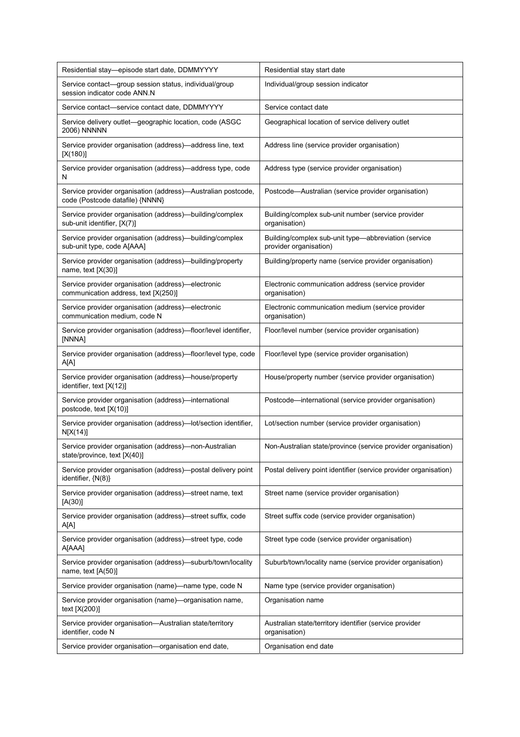| Residential stay—episode start date, DDMMYYYY | Residential stay start date |
|---|---|
| Service contact—group session status, individual/group session indicator code ANN.N | Individual/group session indicator |
| Service contact—service contact date, DDMMYYYY | Service contact date |
| Service delivery outlet—geographic location, code (ASGC 2006) NNNNN | Geographical location of service delivery outlet |
| Service provider organisation (address)—address line, text [X(180)] | Address line (service provider organisation) |
| Service provider organisation (address)—address type, code N | Address type (service provider organisation) |
| Service provider organisation (address)—Australian postcode, code (Postcode datafile) {NNNN} | Postcode—Australian (service provider organisation) |
| Service provider organisation (address)—building/complex sub-unit identifier, [X(7)] | Building/complex sub-unit number (service provider organisation) |
| Service provider organisation (address)—building/complex sub-unit type, code A[AAA] | Building/complex sub-unit type—abbreviation (service provider organisation) |
| Service provider organisation (address)—building/property name, text [X(30)] | Building/property name (service provider organisation) |
| Service provider organisation (address)—electronic communication address, text [X(250)] | Electronic communication address (service provider organisation) |
| Service provider organisation (address)—electronic communication medium, code N | Electronic communication medium (service provider organisation) |
| Service provider organisation (address)—floor/level identifier, [NNNA] | Floor/level number (service provider organisation) |
| Service provider organisation (address)—floor/level type, code A[A] | Floor/level type (service provider organisation) |
| Service provider organisation (address)—house/property identifier, text [X(12)] | House/property number (service provider organisation) |
| Service provider organisation (address)—international postcode, text [X(10)] | Postcode—international (service provider organisation) |
| Service provider organisation (address)—lot/section identifier, N[X(14)] | Lot/section number (service provider organisation) |
| Service provider organisation (address)—non-Australian state/province, text [X(40)] | Non-Australian state/province (service provider organisation) |
| Service provider organisation (address)—postal delivery point identifier, {N(8)} | Postal delivery point identifier (service provider organisation) |
| Service provider organisation (address)—street name, text [A(30)] | Street name (service provider organisation) |
| Service provider organisation (address)—street suffix, code A[A] | Street suffix code (service provider organisation) |
| Service provider organisation (address)—street type, code A[AAA] | Street type code (service provider organisation) |
| Service provider organisation (address)—suburb/town/locality name, text [A(50)] | Suburb/town/locality name (service provider organisation) |
| Service provider organisation (name)—name type, code N | Name type (service provider organisation) |
| Service provider organisation (name)—organisation name, text [X(200)] | Organisation name |
| Service provider organisation—Australian state/territory identifier, code N | Australian state/territory identifier (service provider organisation) |
| Service provider organisation—organisation end date, | Organisation end date |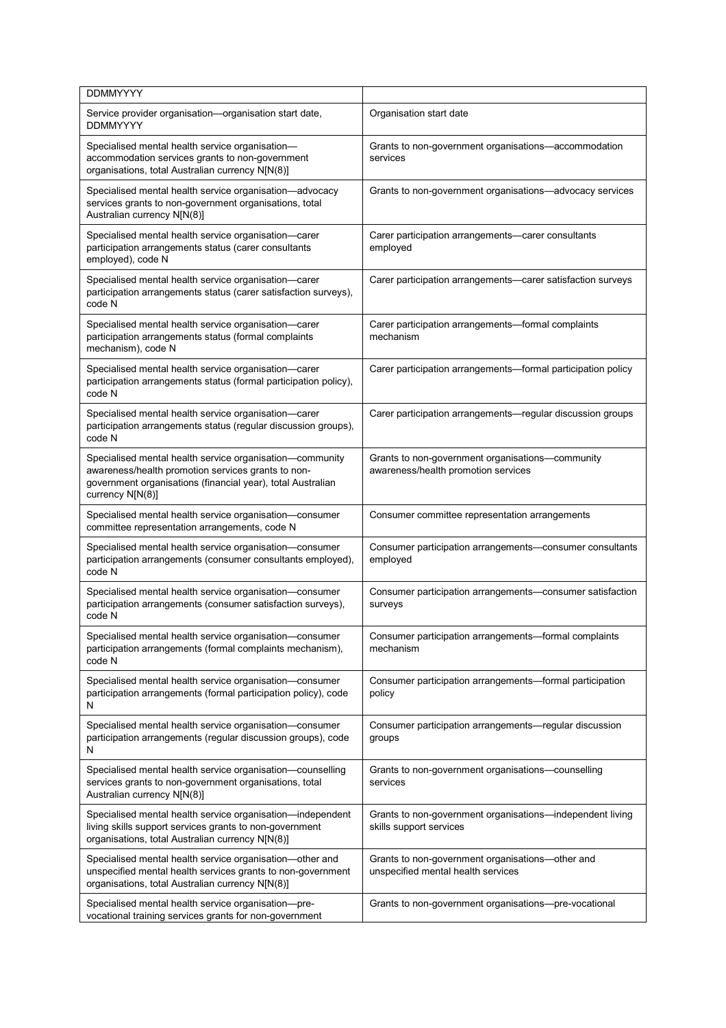| DDMMYYYY | |
|---|---|
| Service provider organisation—organisation start date, DDMMYYYY | Organisation start date |
| Specialised mental health service organisation—accommodation services grants to non-government organisations, total Australian currency N[N(8)] | Grants to non-government organisations—accommodation services |
| Specialised mental health service organisation—advocacy services grants to non-government organisations, total Australian currency N[N(8)] | Grants to non-government organisations—advocacy services |
| Specialised mental health service organisation—carer participation arrangements status (carer consultants employed), code N | Carer participation arrangements—carer consultants employed |
| Specialised mental health service organisation—carer participation arrangements status (carer satisfaction surveys), code N | Carer participation arrangements—carer satisfaction surveys |
| Specialised mental health service organisation—carer participation arrangements status (formal complaints mechanism), code N | Carer participation arrangements—formal complaints mechanism |
| Specialised mental health service organisation—carer participation arrangements status (formal participation policy), code N | Carer participation arrangements—formal participation policy |
| Specialised mental health service organisation—carer participation arrangements status (regular discussion groups), code N | Carer participation arrangements—regular discussion groups |
| Specialised mental health service organisation—community awareness/health promotion services grants to non-government organisations (financial year), total Australian currency N[N(8)] | Grants to non-government organisations—community awareness/health promotion services |
| Specialised mental health service organisation—consumer committee representation arrangements, code N | Consumer committee representation arrangements |
| Specialised mental health service organisation—consumer participation arrangements (consumer consultants employed), code N | Consumer participation arrangements—consumer consultants employed |
| Specialised mental health service organisation—consumer participation arrangements (consumer satisfaction surveys), code N | Consumer participation arrangements—consumer satisfaction surveys |
| Specialised mental health service organisation—consumer participation arrangements (formal complaints mechanism), code N | Consumer participation arrangements—formal complaints mechanism |
| Specialised mental health service organisation—consumer participation arrangements (formal participation policy), code N | Consumer participation arrangements—formal participation policy |
| Specialised mental health service organisation—consumer participation arrangements (regular discussion groups), code N | Consumer participation arrangements—regular discussion groups |
| Specialised mental health service organisation—counselling services grants to non-government organisations, total Australian currency N[N(8)] | Grants to non-government organisations—counselling services |
| Specialised mental health service organisation—independent living skills support services grants to non-government organisations, total Australian currency N[N(8)] | Grants to non-government organisations—independent living skills support services |
| Specialised mental health service organisation—other and unspecified mental health services grants to non-government organisations, total Australian currency N[N(8)] | Grants to non-government organisations—other and unspecified mental health services |
| Specialised mental health service organisation—pre-vocational training services grants for non-government | Grants to non-government organisations—pre-vocational |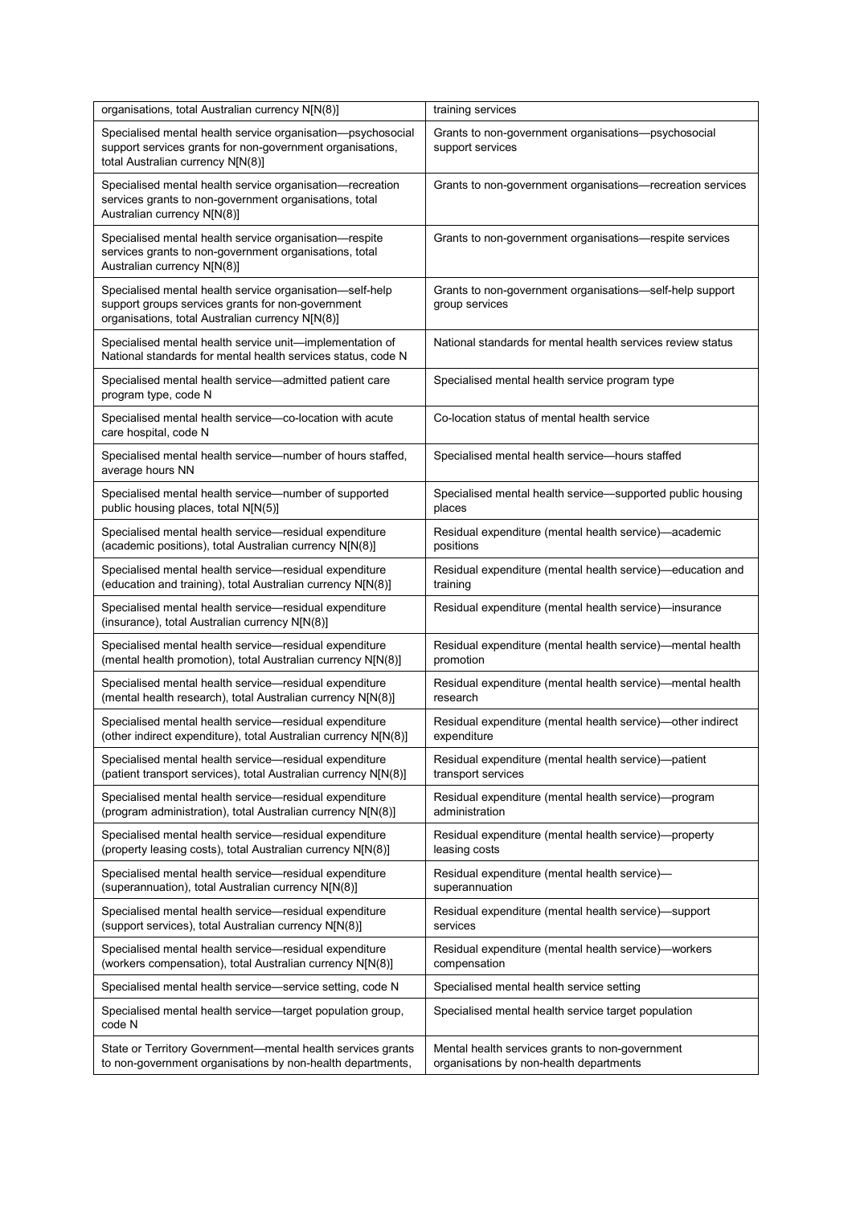| | |
|---|---|
| organisations, total Australian currency N[N(8)] | training services |
| Specialised mental health service organisation—psychosocial support services grants for non-government organisations, total Australian currency N[N(8)] | Grants to non-government organisations—psychosocial support services |
| Specialised mental health service organisation—recreation services grants to non-government organisations, total Australian currency N[N(8)] | Grants to non-government organisations—recreation services |
| Specialised mental health service organisation—respite services grants to non-government organisations, total Australian currency N[N(8)] | Grants to non-government organisations—respite services |
| Specialised mental health service organisation—self-help support groups services grants for non-government organisations, total Australian currency N[N(8)] | Grants to non-government organisations—self-help support group services |
| Specialised mental health service unit—implementation of National standards for mental health services status, code N | National standards for mental health services review status |
| Specialised mental health service—admitted patient care program type, code N | Specialised mental health service program type |
| Specialised mental health service—co-location with acute care hospital, code N | Co-location status of mental health service |
| Specialised mental health service—number of hours staffed, average hours NN | Specialised mental health service—hours staffed |
| Specialised mental health service—number of supported public housing places, total N[N(5)] | Specialised mental health service—supported public housing places |
| Specialised mental health service—residual expenditure (academic positions), total Australian currency N[N(8)] | Residual expenditure (mental health service)—academic positions |
| Specialised mental health service—residual expenditure (education and training), total Australian currency N[N(8)] | Residual expenditure (mental health service)—education and training |
| Specialised mental health service—residual expenditure (insurance), total Australian currency N[N(8)] | Residual expenditure (mental health service)—insurance |
| Specialised mental health service—residual expenditure (mental health promotion), total Australian currency N[N(8)] | Residual expenditure (mental health service)—mental health promotion |
| Specialised mental health service—residual expenditure (mental health research), total Australian currency N[N(8)] | Residual expenditure (mental health service)—mental health research |
| Specialised mental health service—residual expenditure (other indirect expenditure), total Australian currency N[N(8)] | Residual expenditure (mental health service)—other indirect expenditure |
| Specialised mental health service—residual expenditure (patient transport services), total Australian currency N[N(8)] | Residual expenditure (mental health service)—patient transport services |
| Specialised mental health service—residual expenditure (program administration), total Australian currency N[N(8)] | Residual expenditure (mental health service)—program administration |
| Specialised mental health service—residual expenditure (property leasing costs), total Australian currency N[N(8)] | Residual expenditure (mental health service)—property leasing costs |
| Specialised mental health service—residual expenditure (superannuation), total Australian currency N[N(8)] | Residual expenditure (mental health service)—superannuation |
| Specialised mental health service—residual expenditure (support services), total Australian currency N[N(8)] | Residual expenditure (mental health service)—support services |
| Specialised mental health service—residual expenditure (workers compensation), total Australian currency N[N(8)] | Residual expenditure (mental health service)—workers compensation |
| Specialised mental health service—service setting, code N | Specialised mental health service setting |
| Specialised mental health service—target population group, code N | Specialised mental health service target population |
| State or Territory Government—mental health services grants to non-government organisations by non-health departments, | Mental health services grants to non-government organisations by non-health departments |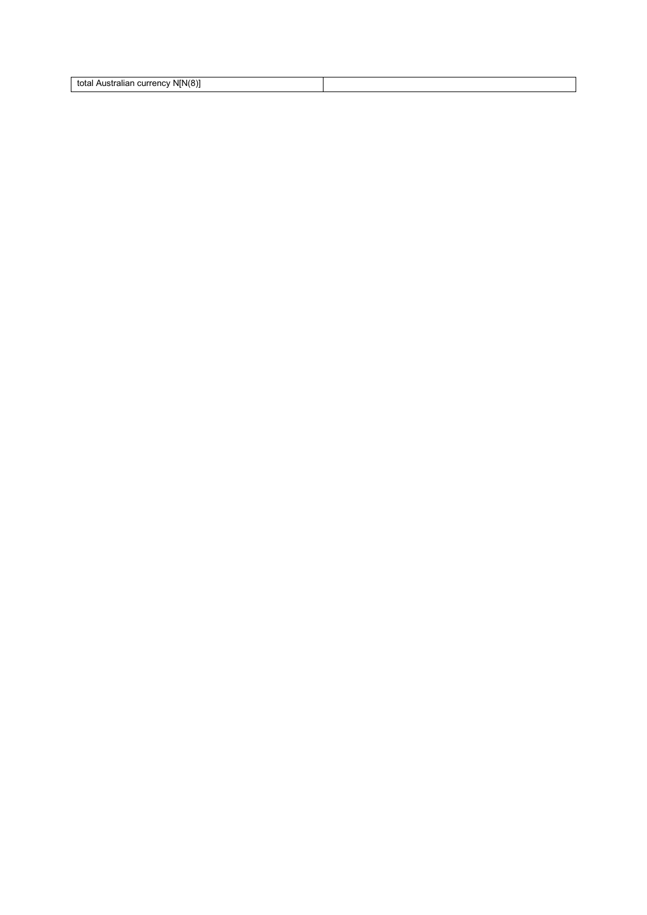| | |
|---|---|
| total Australian currency N[N(8)] | |